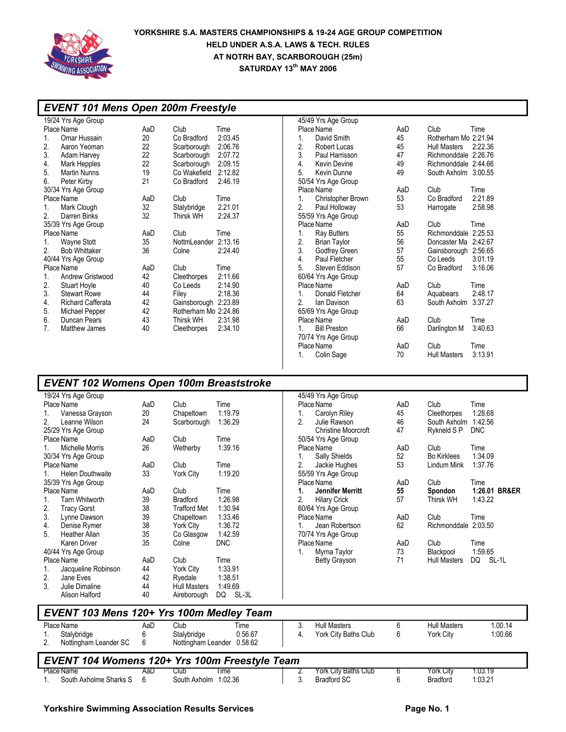**YORKSHIRE S.A. MASTERS CHAMPIONSHIPS & 19-24 AGE GROUP COMPETITION**
**HELD UNDER A.S.A. LAWS & TECH. RULES**
**AT NOTRH BAY, SCARBOROUGH (25m)**
**SATURDAY 13th MAY 2006**

## EVENT 101 Mens Open 200m Freestyle

**19/24 Yrs Age Group**

| Place | Name | AaD | Club | Time |
|---|---|---|---|---|
| 1. | Omar Hussain | 20 | Co Bradford | 2:03.45 |
| 2. | Aaron Yeoman | 22 | Scarborough | 2:06.76 |
| 3. | Adam Harvey | 22 | Scarborough | 2:07.72 |
| 4. | Mark Hepples | 22 | Scarborough | 2:09.15 |
| 5. | Martin Nunns | 19 | Co Wakefield | 2:12.82 |
| 6. | Peter Kirby | 21 | Co Bradford | 2:46.19 |

**30/34 Yrs Age Group**

| Place | Name | AaD | Club | Time |
|---|---|---|---|---|
| 1. | Mark Clough | 32 | Stalybridge | 2.21.01 |
| 2. | Darren Binks | 32 | Thirsk WH | 2:24.37 |

**35/39 Yrs Age Group**

| Place | Name | AaD | Club | Time |
|---|---|---|---|---|
| 1. | Wayne Stott | 35 | NottmLeander | 2:13.16 |
| 2. | Bob Whittaker | 36 | Colne | 2:24.40 |

**40/44 Yrs Age Group**

| Place | Name | AaD | Club | Time |
|---|---|---|---|---|
| 1. | Andrew Gristwood | 42 | Cleethorpes | 2:11.66 |
| 2. | Stuart Hoyle | 40 | Co Leeds | 2:14.90 |
| 3. | Stewart Rowe | 44 | Filey | 2:18.36 |
| 4. | Richard Cafferata | 42 | Gainsborough | 2:23.89 |
| 5. | Michael Pepper | 42 | Rotherham Mo | 2:24.86 |
| 6. | Duncan Pears | 43 | Thirsk WH | 2:31.98 |
| 7. | Matthew James | 40 | Cleethorpes | 2:34.10 |

**45/49 Yrs Age Group**

| Place | Name | AaD | Club | Time |
|---|---|---|---|---|
| 1. | David Smith | 45 | Rotherham Mo | 2:21.94 |
| 2. | Robert Lucas | 45 | Hull Masters | 2:22.36 |
| 3. | Paul Harrisson | 47 | Richmonddale | 2:26.76 |
| 4. | Kevin Devine | 49 | Richmonddale | 2:44.66 |
| 5. | Kevin Dunne | 49 | South Axholm | 3:00.55 |

**50/54 Yrs Age Group**

| Place | Name | AaD | Club | Time |
|---|---|---|---|---|
| 1. | Christopher Brown | 53 | Co Bradford | 2:21.89 |
| 2. | Paul Holloway | 53 | Harrogate | 2:58.98 |

**55/59 Yrs Age Group**

| Place | Name | AaD | Club | Time |
|---|---|---|---|---|
| 1. | Ray Butters | 55 | Richmonddale | 2:25.53 |
| 2. | Brian Taylor | 56 | Doncaster Ma | 2:42.67 |
| 3. | Godfrey Green | 57 | Gainsborough | 2:56.65 |
| 4. | Paul Fletcher | 55 | Co Leeds | 3:01.19 |
| 5. | Steven Eddison | 57 | Co Bradford | 3:16.06 |

**60/64 Yrs Age Group**

| Place | Name | AaD | Club | Time |
|---|---|---|---|---|
| 1. | Donald Fletcher | 64 | Aquabears | 2:48.17 |
| 2. | Ian Davison | 63 | South Axholm | 3:37.27 |

**65/69 Yrs Age Group**

| Place | Name | AaD | Club | Time |
|---|---|---|---|---|
| 1. | Bill Preston | 66 | Darlington M | 3:40.63 |

**70/74 Yrs Age Group**

| Place | Name | AaD | Club | Time |
|---|---|---|---|---|
| 1. | Colin Sage | 70 | Hull Masters | 3:13.91 |

## EVENT 102 Womens Open 100m Breaststroke

**19/24 Yrs Age Group**

| Place | Name | AaD | Club | Time |
|---|---|---|---|---|
| 1. | Vanessa Grayson | 20 | Chapeltown | 1:19.79 |
| 2. | Leanne Wilson | 24 | Scarborough | 1:36.29 |

**25/29 Yrs Age Group**

| Place | Name | AaD | Club | Time |
|---|---|---|---|---|
| 1. | Michelle Morris | 26 | Wetherby | 1:39.16 |

**30/34 Yrs Age Group**

| Place | Name | AaD | Club | Time |
|---|---|---|---|---|
| 1. | Helen Douthwaite | 33 | York City | 1:19.20 |

**35/39 Yrs Age Group**

| Place | Name | AaD | Club | Time |
|---|---|---|---|---|
| 1. | Tarn Whitworth | 39 | Bradford | 1:26.98 |
| 2. | Tracy Gorst | 38 | Trafford Met | 1:30.94 |
| 3. | Lynne Dawson | 39 | Chapeltown | 1:33.46 |
| 4. | Denise Rymer | 38 | York City | 1:36.72 |
| 5. | Heather Allan | 35 | Co Glasgow | 1:42.59 |
| | Karen Driver | 35 | Colne | DNC |

**40/44 Yrs Age Group**

| Place | Name | AaD | Club | Time |
|---|---|---|---|---|
| 1. | Jacqueline Robinson | 44 | York City | 1:33.91 |
| 2. | Jane Eves | 42 | Ryedale | 1:38.51 |
| 3. | Julie Dimaline | 44 | Hull Masters | 1:49.69 |
| | Alison Halford | 40 | Aireborough | DQ SL-3L |

**45/49 Yrs Age Group**

| Place | Name | AaD | Club | Time |
|---|---|---|---|---|
| 1. | Carolyn Riley | 45 | Cleethorpes | 1:28.68 |
| 2. | Julie Rawson | 46 | South Axholm | 1:42.56 |
| | Christine Moorcroft | 47 | Rykneld S P | DNC |

**50/54 Yrs Age Group**

| Place | Name | AaD | Club | Time |
|---|---|---|---|---|
| 1. | Sally Shields | 52 | Bo Kirklees | 1:34.09 |
| 2. | Jackie Hughes | 53 | Lindum Mink | 1:37.76 |

**55/59 Yrs Age Group**

| Place | Name | AaD | Club | Time |
|---|---|---|---|---|
| **1.** | **Jennifer Merritt** | **55** | **Spondon** | **1:26.01 BR&ER** |
| 2. | Hilary Crick | 57 | Thirsk WH | 1:43.22 |

**60/64 Yrs Age Group**

| Place | Name | AaD | Club | Time |
|---|---|---|---|---|
| 1. | Jean Robertson | 62 | Richmonddale | 2:03.50 |

**70/74 Yrs Age Group**

| Place | Name | AaD | Club | Time |
|---|---|---|---|---|
| 1. | Myrna Taylor | 73 | Blackpool | 1:59.65 |
| | Betty Grayson | 71 | Hull Masters | DQ SL-1L |

## EVENT 103 Mens 120+ Yrs 100m Medley Team

| Place | Name | AaD | Club | Time |
|---|---|---|---|---|
| 1. | Stalybridge | 6 | Stalybridge | 0 56.67 |
| 2. | Nottingham Leander SC | 6 | Nottingham Leander | 0.58.62 |
| 3. | Hull Masters | 6 | Hull Masters | 1.00.14 |
| 4. | York City Baths Club | 6 | York City | 1:00.66 |

## EVENT 104 Womens 120+ Yrs 100m Freestyle Team

| Place | Name | AaD | Club | Time |
|---|---|---|---|---|
| 1. | South Axholme Sharks S | 6 | South Axholm | 1:02.36 |
| 2. | York City Baths Club | 6 | York City | 1:03.19 |
| 3. | Bradford SC | 6 | Bradford | 1:03.21 |

**Yorkshire Swimming Association Results Services**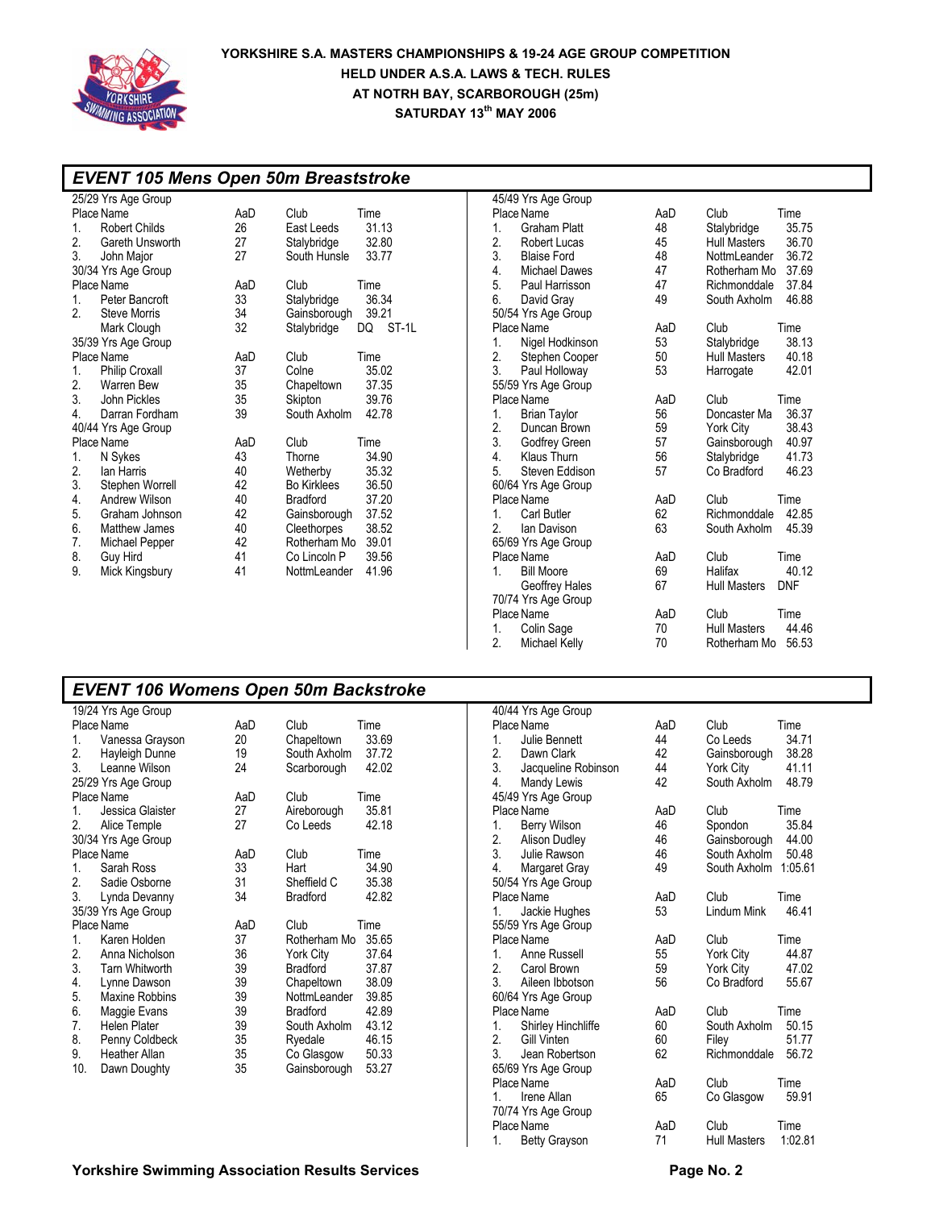**YORKSHIRE S.A. MASTERS CHAMPIONSHIPS & 19-24 AGE GROUP COMPETITION**
**HELD UNDER A.S.A. LAWS & TECH. RULES**
**AT NOTRH BAY, SCARBOROUGH (25m)**
**SATURDAY 13th MAY 2006**

## EVENT 105 Mens Open 50m Breaststroke

25/29 Yrs Age Group

| Place | Name | AaD | Club | Time |
|---|---|---|---|---|
| 1. | Robert Childs | 26 | East Leeds | 31.13 |
| 2. | Gareth Unsworth | 27 | Stalybridge | 32.80 |
| 3. | John Major | 27 | South Hunsle | 33.77 |

30/34 Yrs Age Group

| Place | Name | AaD | Club | Time |
|---|---|---|---|---|
| 1. | Peter Bancroft | 33 | Stalybridge | 36.34 |
| 2. | Steve Morris | 34 | Gainsborough | 39.21 |
| | Mark Clough | 32 | Stalybridge | DQ ST-1L |

35/39 Yrs Age Group

| Place | Name | AaD | Club | Time |
|---|---|---|---|---|
| 1. | Philip Croxall | 37 | Colne | 35.02 |
| 2. | Warren Bew | 35 | Chapeltown | 37.35 |
| 3. | John Pickles | 35 | Skipton | 39.76 |
| 4. | Darran Fordham | 39 | South Axholm | 42.78 |

40/44 Yrs Age Group

| Place | Name | AaD | Club | Time |
|---|---|---|---|---|
| 1. | N Sykes | 43 | Thorne | 34.90 |
| 2. | Ian Harris | 40 | Wetherby | 35.32 |
| 3. | Stephen Worrell | 42 | Bo Kirklees | 36.50 |
| 4. | Andrew Wilson | 40 | Bradford | 37.20 |
| 5. | Graham Johnson | 42 | Gainsborough | 37.52 |
| 6. | Matthew James | 40 | Cleethorpes | 38.52 |
| 7. | Michael Pepper | 42 | Rotherham Mo | 39.01 |
| 8. | Guy Hird | 41 | Co Lincoln P | 39.56 |
| 9. | Mick Kingsbury | 41 | NottmLeander | 41.96 |

45/49 Yrs Age Group

| Place | Name | AaD | Club | Time |
|---|---|---|---|---|
| 1. | Graham Platt | 48 | Stalybridge | 35.75 |
| 2. | Robert Lucas | 45 | Hull Masters | 36.70 |
| 3. | Blaise Ford | 48 | NottmLeander | 36.72 |
| 4. | Michael Dawes | 47 | Rotherham Mo | 37.69 |
| 5. | Paul Harrisson | 47 | Richmonddale | 37.84 |
| 6. | David Gray | 49 | South Axholm | 46.88 |

50/54 Yrs Age Group

| Place | Name | AaD | Club | Time |
|---|---|---|---|---|
| 1. | Nigel Hodkinson | 53 | Stalybridge | 38.13 |
| 2. | Stephen Cooper | 50 | Hull Masters | 40.18 |
| 3. | Paul Holloway | 53 | Harrogate | 42.01 |

55/59 Yrs Age Group

| Place | Name | AaD | Club | Time |
|---|---|---|---|---|
| 1. | Brian Taylor | 56 | Doncaster Ma | 36.37 |
| 2. | Duncan Brown | 59 | York City | 38.43 |
| 3. | Godfrey Green | 57 | Gainsborough | 40.97 |
| 4. | Klaus Thurn | 56 | Stalybridge | 41.73 |
| 5. | Steven Eddison | 57 | Co Bradford | 46.23 |

60/64 Yrs Age Group

| Place | Name | AaD | Club | Time |
|---|---|---|---|---|
| 1. | Carl Butler | 62 | Richmonddale | 42.85 |
| 2. | Ian Davison | 63 | South Axholm | 45.39 |

65/69 Yrs Age Group

| Place | Name | AaD | Club | Time |
|---|---|---|---|---|
| 1. | Bill Moore | 69 | Halifax | 40.12 |
| | Geoffrey Hales | 67 | Hull Masters | DNF |

70/74 Yrs Age Group

| Place | Name | AaD | Club | Time |
|---|---|---|---|---|
| 1. | Colin Sage | 70 | Hull Masters | 44.46 |
| 2. | Michael Kelly | 70 | Rotherham Mo | 56.53 |

## EVENT 106 Womens Open 50m Backstroke

19/24 Yrs Age Group

| Place | Name | AaD | Club | Time |
|---|---|---|---|---|
| 1. | Vanessa Grayson | 20 | Chapeltown | 33.69 |
| 2. | Hayleigh Dunne | 19 | South Axholm | 37.72 |
| 3. | Leanne Wilson | 24 | Scarborough | 42.02 |

25/29 Yrs Age Group

| Place | Name | AaD | Club | Time |
|---|---|---|---|---|
| 1. | Jessica Glaister | 27 | Aireborough | 35.81 |
| 2. | Alice Temple | 27 | Co Leeds | 42.18 |

30/34 Yrs Age Group

| Place | Name | AaD | Club | Time |
|---|---|---|---|---|
| 1. | Sarah Ross | 33 | Hart | 34.90 |
| 2. | Sadie Osborne | 31 | Sheffield C | 35.38 |
| 3. | Lynda Devanny | 34 | Bradford | 42.82 |

35/39 Yrs Age Group

| Place | Name | AaD | Club | Time |
|---|---|---|---|---|
| 1. | Karen Holden | 37 | Rotherham Mo | 35.65 |
| 2. | Anna Nicholson | 36 | York City | 37.64 |
| 3. | Tarn Whitworth | 39 | Bradford | 37.87 |
| 4. | Lynne Dawson | 39 | Chapeltown | 38.09 |
| 5. | Maxine Robbins | 39 | NottmLeander | 39.85 |
| 6. | Maggie Evans | 39 | Bradford | 42.89 |
| 7. | Helen Plater | 39 | South Axholm | 43.12 |
| 8. | Penny Coldbeck | 35 | Ryedale | 46.15 |
| 9. | Heather Allan | 35 | Co Glasgow | 50.33 |
| 10. | Dawn Doughty | 35 | Gainsborough | 53.27 |

40/44 Yrs Age Group

| Place | Name | AaD | Club | Time |
|---|---|---|---|---|
| 1. | Julie Bennett | 44 | Co Leeds | 34.71 |
| 2. | Dawn Clark | 42 | Gainsborough | 38.28 |
| 3. | Jacqueline Robinson | 44 | York City | 41.11 |
| 4. | Mandy Lewis | 42 | South Axholm | 48.79 |

45/49 Yrs Age Group

| Place | Name | AaD | Club | Time |
|---|---|---|---|---|
| 1. | Berry Wilson | 46 | Spondon | 35.84 |
| 2. | Alison Dudley | 46 | Gainsborough | 44.00 |
| 3. | Julie Rawson | 46 | South Axholm | 50.48 |
| 4. | Margaret Gray | 49 | South Axholm | 1:05.61 |

50/54 Yrs Age Group

| Place | Name | AaD | Club | Time |
|---|---|---|---|---|
| 1. | Jackie Hughes | 53 | Lindum Mink | 46.41 |

55/59 Yrs Age Group

| Place | Name | AaD | Club | Time |
|---|---|---|---|---|
| 1. | Anne Russell | 55 | York City | 44.87 |
| 2. | Carol Brown | 59 | York City | 47.02 |
| 3. | Aileen Ibbotson | 56 | Co Bradford | 55.67 |

60/64 Yrs Age Group

| Place | Name | AaD | Club | Time |
|---|---|---|---|---|
| 1. | Shirley Hinchliffe | 60 | South Axholm | 50.15 |
| 2. | Gill Vinten | 60 | Filey | 51.77 |
| 3. | Jean Robertson | 62 | Richmonddale | 56.72 |

65/69 Yrs Age Group

| Place | Name | AaD | Club | Time |
|---|---|---|---|---|
| 1. | Irene Allan | 65 | Co Glasgow | 59.91 |

70/74 Yrs Age Group

| Place | Name | AaD | Club | Time |
|---|---|---|---|---|
| 1. | Betty Grayson | 71 | Hull Masters | 1:02.81 |

**Yorkshire Swimming Association Results Services**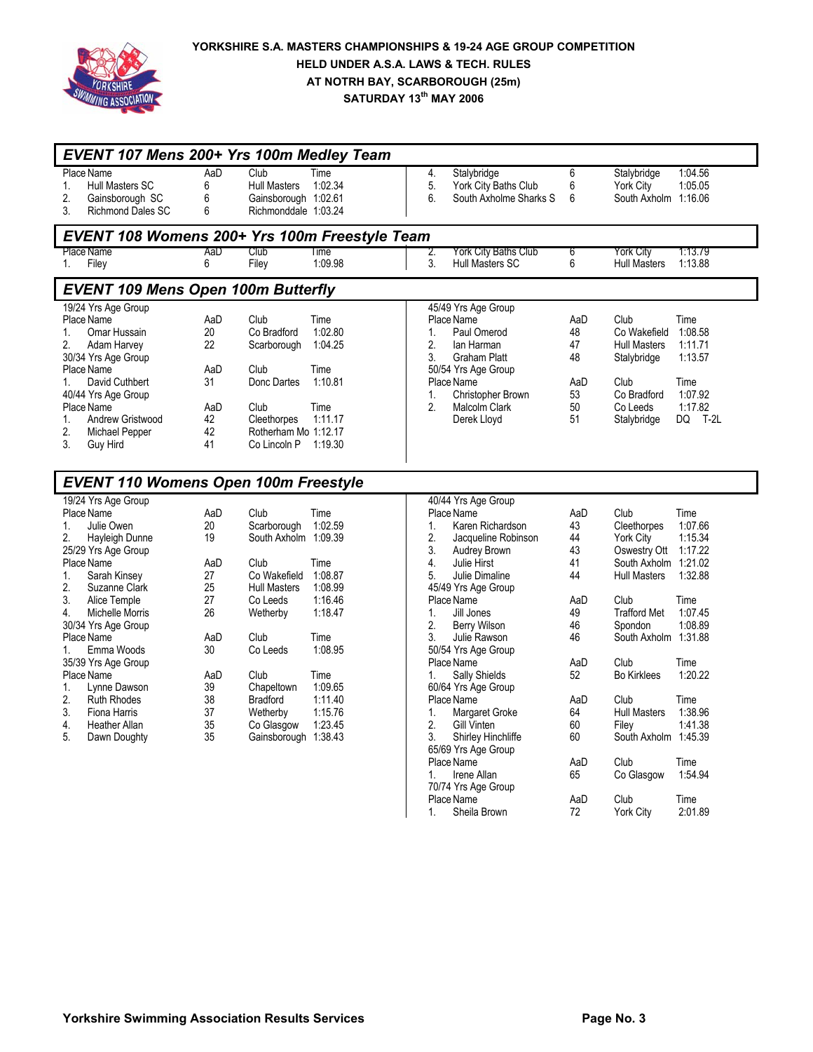# YORKSHIRE S.A. MASTERS CHAMPIONSHIPS & 19-24 AGE GROUP COMPETITION

## HELD UNDER A.S.A. LAWS & TECH. RULES

## AT NOTRH BAY, SCARBOROUGH (25m)

## SATURDAY 13th MAY 2006

### EVENT 107 Mens 200+ Yrs 100m Medley Team

| Place | Name | AaD | Club | Time |
|---|---|---|---|---|
| 1. | Hull Masters SC | 6 | Hull Masters | 1:02.34 |
| 2. | Gainsborough SC | 6 | Gainsborough | 1:02.61 |
| 3. | Richmond Dales SC | 6 | Richmonddale | 1:03.24 |
| 4. | Stalybridge | 6 | Stalybridge | 1:04.56 |
| 5. | York City Baths Club | 6 | York City | 1:05.05 |
| 6. | South Axholme Sharks S | 6 | South Axholm | 1:16.06 |

### EVENT 108 Womens 200+ Yrs 100m Freestyle Team

| Place | Name | AaD | Club | Time |
|---|---|---|---|---|
| 1. | Filey | 6 | Filey | 1:09.98 |
| 2. | York City Baths Club | 6 | York City | 1:13.79 |
| 3. | Hull Masters SC | 6 | Hull Masters | 1:13.88 |

### EVENT 109 Mens Open 100m Butterfly

19/24 Yrs Age Group

| Place | Name | AaD | Club | Time |
|---|---|---|---|---|
| 1. | Omar Hussain | 20 | Co Bradford | 1:02.80 |
| 2. | Adam Harvey | 22 | Scarborough | 1:04.25 |

30/34 Yrs Age Group

| Place | Name | AaD | Club | Time |
|---|---|---|---|---|
| 1. | David Cuthbert | 31 | Donc Dartes | 1:10.81 |

40/44 Yrs Age Group

| Place | Name | AaD | Club | Time |
|---|---|---|---|---|
| 1. | Andrew Gristwood | 42 | Cleethorpes | 1:11.17 |
| 2. | Michael Pepper | 42 | Rotherham Mo | 1:12.17 |
| 3. | Guy Hird | 41 | Co Lincoln P | 1:19.30 |

45/49 Yrs Age Group

| Place | Name | AaD | Club | Time |
|---|---|---|---|---|
| 1. | Paul Omerod | 48 | Co Wakefield | 1:08.58 |
| 2. | Ian Harman | 47 | Hull Masters | 1:11.71 |
| 3. | Graham Platt | 48 | Stalybridge | 1:13.57 |

50/54 Yrs Age Group

| Place | Name | AaD | Club | Time |
|---|---|---|---|---|
| 1. | Christopher Brown | 53 | Co Bradford | 1:07.92 |
| 2. | Malcolm Clark | 50 | Co Leeds | 1:17.82 |
| | Derek Lloyd | 51 | Stalybridge | DQ T-2L |

### EVENT 110 Womens Open 100m Freestyle

19/24 Yrs Age Group

| Place | Name | AaD | Club | Time |
|---|---|---|---|---|
| 1. | Julie Owen | 20 | Scarborough | 1:02.59 |
| 2. | Hayleigh Dunne | 19 | South Axholm | 1:09.39 |

25/29 Yrs Age Group

| Place | Name | AaD | Club | Time |
|---|---|---|---|---|
| 1. | Sarah Kinsey | 27 | Co Wakefield | 1:08.87 |
| 2. | Suzanne Clark | 25 | Hull Masters | 1:08.99 |
| 3. | Alice Temple | 27 | Co Leeds | 1:16.46 |
| 4. | Michelle Morris | 26 | Wetherby | 1:18.47 |

30/34 Yrs Age Group

| Place | Name | AaD | Club | Time |
|---|---|---|---|---|
| 1. | Emma Woods | 30 | Co Leeds | 1:08.95 |

35/39 Yrs Age Group

| Place | Name | AaD | Club | Time |
|---|---|---|---|---|
| 1. | Lynne Dawson | 39 | Chapeltown | 1:09.65 |
| 2. | Ruth Rhodes | 38 | Bradford | 1:11.40 |
| 3. | Fiona Harris | 37 | Wetherby | 1:15.76 |
| 4. | Heather Allan | 35 | Co Glasgow | 1:23.45 |
| 5. | Dawn Doughty | 35 | Gainsborough | 1:38.43 |

40/44 Yrs Age Group

| Place | Name | AaD | Club | Time |
|---|---|---|---|---|
| 1. | Karen Richardson | 43 | Cleethorpes | 1:07.66 |
| 2. | Jacqueline Robinson | 44 | York City | 1:15.34 |
| 3. | Audrey Brown | 43 | Oswestry Ott | 1:17.22 |
| 4. | Julie Hirst | 41 | South Axholm | 1:21.02 |
| 5. | Julie Dimaline | 44 | Hull Masters | 1:32.88 |

45/49 Yrs Age Group

| Place | Name | AaD | Club | Time |
|---|---|---|---|---|
| 1. | Jill Jones | 49 | Trafford Met | 1:07.45 |
| 2. | Berry Wilson | 46 | Spondon | 1:08.89 |
| 3. | Julie Rawson | 46 | South Axholm | 1:31.88 |

50/54 Yrs Age Group

| Place | Name | AaD | Club | Time |
|---|---|---|---|---|
| 1. | Sally Shields | 52 | Bo Kirklees | 1:20.22 |

60/64 Yrs Age Group

| Place | Name | AaD | Club | Time |
|---|---|---|---|---|
| 1. | Margaret Groke | 64 | Hull Masters | 1:38.96 |
| 2. | Gill Vinten | 60 | Filey | 1:41.38 |
| 3. | Shirley Hinchliffe | 60 | South Axholm | 1:45.39 |

65/69 Yrs Age Group

| Place | Name | AaD | Club | Time |
|---|---|---|---|---|
| 1. | Irene Allan | 65 | Co Glasgow | 1:54.94 |

70/74 Yrs Age Group

| Place | Name | AaD | Club | Time |
|---|---|---|---|---|
| 1. | Sheila Brown | 72 | York City | 2:01.89 |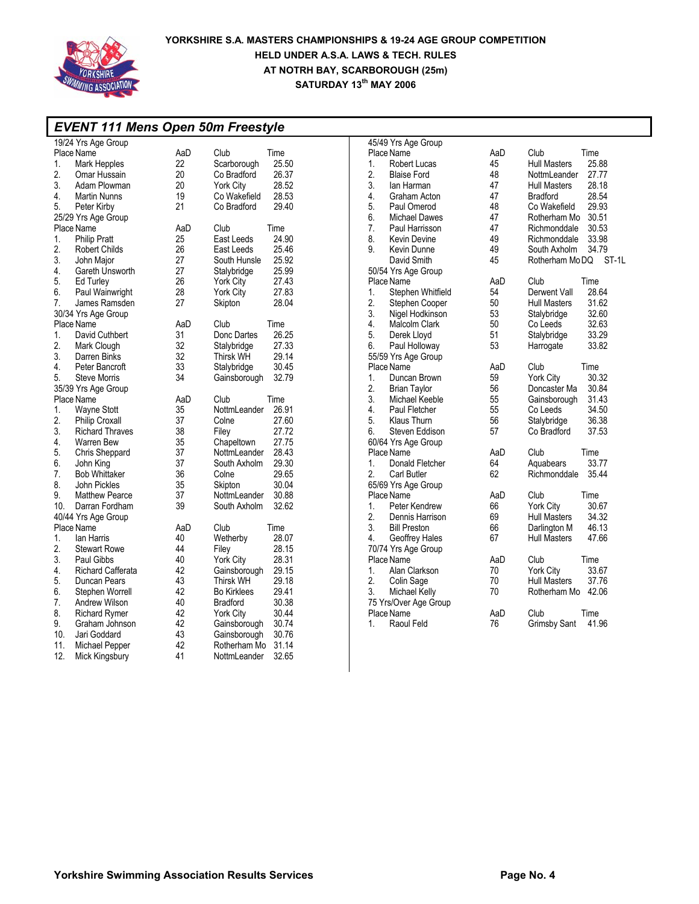**YORKSHIRE S.A. MASTERS CHAMPIONSHIPS & 19-24 AGE GROUP COMPETITION**
**HELD UNDER A.S.A. LAWS & TECH. RULES**
**AT NOTRH BAY, SCARBOROUGH (25m)**
**SATURDAY 13th MAY 2006**

## EVENT 111 Mens Open 50m Freestyle

### 19/24 Yrs Age Group

| Place | Name | AaD | Club | Time |
|---|---|---|---|---|
| 1. | Mark Hepples | 22 | Scarborough | 25.50 |
| 2. | Omar Hussain | 20 | Co Bradford | 26.37 |
| 3. | Adam Plowman | 20 | York City | 28.52 |
| 4. | Martin Nunns | 19 | Co Wakefield | 28.53 |
| 5. | Peter Kirby | 21 | Co Bradford | 29.40 |

### 25/29 Yrs Age Group

| Place | Name | AaD | Club | Time |
|---|---|---|---|---|
| 1. | Philip Pratt | 25 | East Leeds | 24.90 |
| 2. | Robert Childs | 26 | East Leeds | 25.46 |
| 3. | John Major | 27 | South Hunsle | 25.92 |
| 4. | Gareth Unsworth | 27 | Stalybridge | 25.99 |
| 5. | Ed Turley | 26 | York City | 27.43 |
| 6. | Paul Wainwright | 28 | York City | 27.83 |
| 7. | James Ramsden | 27 | Skipton | 28.04 |

### 30/34 Yrs Age Group

| Place | Name | AaD | Club | Time |
|---|---|---|---|---|
| 1. | David Cuthbert | 31 | Donc Dartes | 26.25 |
| 2. | Mark Clough | 32 | Stalybridge | 27.33 |
| 3. | Darren Binks | 32 | Thirsk WH | 29.14 |
| 4. | Peter Bancroft | 33 | Stalybridge | 30.45 |
| 5. | Steve Morris | 34 | Gainsborough | 32.79 |

### 35/39 Yrs Age Group

| Place | Name | AaD | Club | Time |
|---|---|---|---|---|
| 1. | Wayne Stott | 35 | NottmLeander | 26.91 |
| 2. | Philip Croxall | 37 | Colne | 27.60 |
| 3. | Richard Thraves | 38 | Filey | 27.72 |
| 4. | Warren Bew | 35 | Chapeltown | 27.75 |
| 5. | Chris Sheppard | 37 | NottmLeander | 28.43 |
| 6. | John King | 37 | South Axholm | 29.30 |
| 7. | Bob Whittaker | 36 | Colne | 29.65 |
| 8. | John Pickles | 35 | Skipton | 30.04 |
| 9. | Matthew Pearce | 37 | NottmLeander | 30.88 |
| 10. | Darran Fordham | 39 | South Axholm | 32.62 |

### 40/44 Yrs Age Group

| Place | Name | AaD | Club | Time |
|---|---|---|---|---|
| 1. | Ian Harris | 40 | Wetherby | 28.07 |
| 2. | Stewart Rowe | 44 | Filey | 28.15 |
| 3. | Paul Gibbs | 40 | York City | 28.31 |
| 4. | Richard Cafferata | 42 | Gainsborough | 29.15 |
| 5. | Duncan Pears | 43 | Thirsk WH | 29.18 |
| 6. | Stephen Worrell | 42 | Bo Kirklees | 29.41 |
| 7. | Andrew Wilson | 40 | Bradford | 30.38 |
| 8. | Richard Rymer | 42 | York City | 30.44 |
| 9. | Graham Johnson | 42 | Gainsborough | 30.74 |
| 10. | Jari Goddard | 43 | Gainsborough | 30.76 |
| 11. | Michael Pepper | 42 | Rotherham Mo | 31.14 |
| 12. | Mick Kingsbury | 41 | NottmLeander | 32.65 |

### 45/49 Yrs Age Group

| Place | Name | AaD | Club | Time |
|---|---|---|---|---|
| 1. | Robert Lucas | 45 | Hull Masters | 25.88 |
| 2. | Blaise Ford | 48 | NottmLeander | 27.77 |
| 3. | Ian Harman | 47 | Hull Masters | 28.18 |
| 4. | Graham Acton | 47 | Bradford | 28.54 |
| 5. | Paul Omerod | 48 | Co Wakefield | 29.93 |
| 6. | Michael Dawes | 47 | Rotherham Mo | 30.51 |
| 7. | Paul Harrisson | 47 | Richmonddale | 30.53 |
| 8. | Kevin Devine | 49 | Richmonddale | 33.98 |
| 9. | Kevin Dunne | 49 | South Axholm | 34.79 |
| | David Smith | 45 | Rotherham Mo | DQ ST-1L |

### 50/54 Yrs Age Group

| Place | Name | AaD | Club | Time |
|---|---|---|---|---|
| 1. | Stephen Whitfield | 54 | Derwent Vall | 28.64 |
| 2. | Stephen Cooper | 50 | Hull Masters | 31.62 |
| 3. | Nigel Hodkinson | 53 | Stalybridge | 32.60 |
| 4. | Malcolm Clark | 50 | Co Leeds | 32.63 |
| 5. | Derek Lloyd | 51 | Stalybridge | 33.29 |
| 6. | Paul Holloway | 53 | Harrogate | 33.82 |

### 55/59 Yrs Age Group

| Place | Name | AaD | Club | Time |
|---|---|---|---|---|
| 1. | Duncan Brown | 59 | York City | 30.32 |
| 2. | Brian Taylor | 56 | Doncaster Ma | 30.84 |
| 3. | Michael Keeble | 55 | Gainsborough | 31.43 |
| 4. | Paul Fletcher | 55 | Co Leeds | 34.50 |
| 5. | Klaus Thurn | 56 | Stalybridge | 36.38 |
| 6. | Steven Eddison | 57 | Co Bradford | 37.53 |

### 60/64 Yrs Age Group

| Place | Name | AaD | Club | Time |
|---|---|---|---|---|
| 1. | Donald Fletcher | 64 | Aquabears | 33.77 |
| 2. | Carl Butler | 62 | Richmonddale | 35.44 |

### 65/69 Yrs Age Group

| Place | Name | AaD | Club | Time |
|---|---|---|---|---|
| 1. | Peter Kendrew | 66 | York City | 30.67 |
| 2. | Dennis Harrison | 69 | Hull Masters | 34.32 |
| 3. | Bill Preston | 66 | Darlington M | 46.13 |
| 4. | Geoffrey Hales | 67 | Hull Masters | 47.66 |

### 70/74 Yrs Age Group

| Place | Name | AaD | Club | Time |
|---|---|---|---|---|
| 1. | Alan Clarkson | 70 | York City | 33.67 |
| 2. | Colin Sage | 70 | Hull Masters | 37.76 |
| 3. | Michael Kelly | 70 | Rotherham Mo | 42.06 |

### 75 Yrs/Over Age Group

| Place | Name | AaD | Club | Time |
|---|---|---|---|---|
| 1. | Raoul Feld | 76 | Grimsby Sant | 41.96 |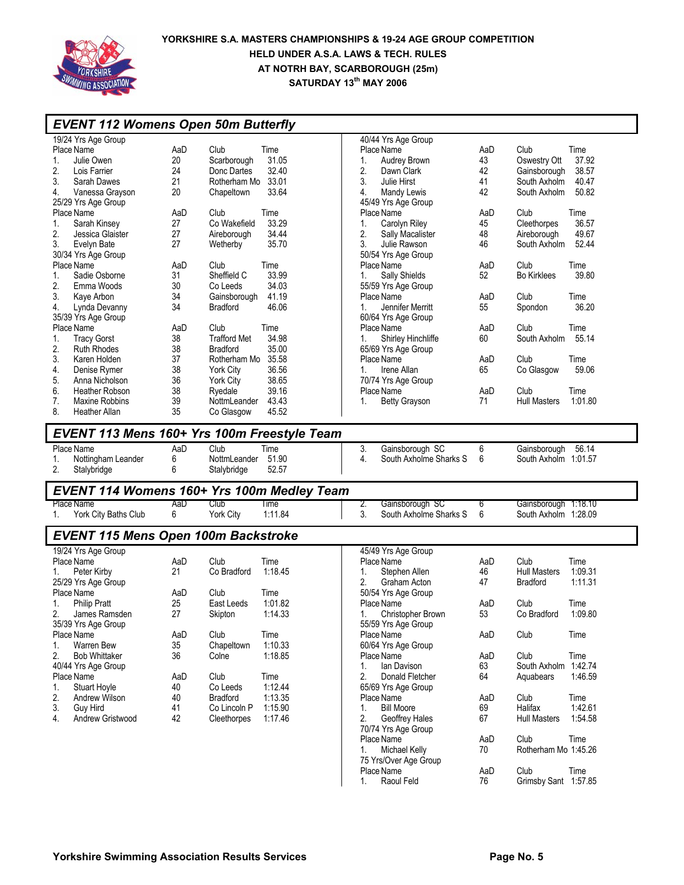**YORKSHIRE S.A. MASTERS CHAMPIONSHIPS & 19-24 AGE GROUP COMPETITION**
**HELD UNDER A.S.A. LAWS & TECH. RULES**
**AT NOTRH BAY, SCARBOROUGH (25m)**
**SATURDAY 13th MAY 2006**

## EVENT 112 Womens Open 50m Butterfly

**19/24 Yrs Age Group**

| Place | Name | AaD | Club | Time |
|---|---|---|---|---|
| 1. | Julie Owen | 20 | Scarborough | 31.05 |
| 2. | Lois Farrier | 24 | Donc Dartes | 32.40 |
| 3. | Sarah Dawes | 21 | Rotherham Mo | 33.01 |
| 4. | Vanessa Grayson | 20 | Chapeltown | 33.64 |

**25/29 Yrs Age Group**

| Place | Name | AaD | Club | Time |
|---|---|---|---|---|
| 1. | Sarah Kinsey | 27 | Co Wakefield | 33.29 |
| 2. | Jessica Glaister | 27 | Aireborough | 34.44 |
| 3. | Evelyn Bate | 27 | Wetherby | 35.70 |

**30/34 Yrs Age Group**

| Place | Name | AaD | Club | Time |
|---|---|---|---|---|
| 1. | Sadie Osborne | 31 | Sheffield C | 33.99 |
| 2. | Emma Woods | 30 | Co Leeds | 34.03 |
| 3. | Kaye Arbon | 34 | Gainsborough | 41.19 |
| 4. | Lynda Devanny | 34 | Bradford | 46.06 |

**35/39 Yrs Age Group**

| Place | Name | AaD | Club | Time |
|---|---|---|---|---|
| 1. | Tracy Gorst | 38 | Trafford Met | 34.98 |
| 2. | Ruth Rhodes | 38 | Bradford | 35.00 |
| 3. | Karen Holden | 37 | Rotherham Mo | 35.58 |
| 4. | Denise Rymer | 38 | York City | 36.56 |
| 5. | Anna Nicholson | 36 | York City | 38.65 |
| 6. | Heather Robson | 38 | Ryedale | 39.16 |
| 7. | Maxine Robbins | 39 | NottmLeander | 43.43 |
| 8. | Heather Allan | 35 | Co Glasgow | 45.52 |

**40/44 Yrs Age Group**

| Place | Name | AaD | Club | Time |
|---|---|---|---|---|
| 1. | Audrey Brown | 43 | Oswestry Ott | 37.92 |
| 2. | Dawn Clark | 42 | Gainsborough | 38.57 |
| 3. | Julie Hirst | 41 | South Axholm | 40.47 |
| 4. | Mandy Lewis | 42 | South Axholm | 50.82 |

**45/49 Yrs Age Group**

| Place | Name | AaD | Club | Time |
|---|---|---|---|---|
| 1. | Carolyn Riley | 45 | Cleethorpes | 36.57 |
| 2. | Sally Macalister | 48 | Aireborough | 49.67 |
| 3. | Julie Rawson | 46 | South Axholm | 52.44 |

**50/54 Yrs Age Group**

| Place | Name | AaD | Club | Time |
|---|---|---|---|---|
| 1. | Sally Shields | 52 | Bo Kirklees | 39.80 |

**55/59 Yrs Age Group**

| Place | Name | AaD | Club | Time |
|---|---|---|---|---|
| 1. | Jennifer Merritt | 55 | Spondon | 36.20 |

**60/64 Yrs Age Group**

| Place | Name | AaD | Club | Time |
|---|---|---|---|---|
| 1. | Shirley Hinchliffe | 60 | South Axholm | 55.14 |

**65/69 Yrs Age Group**

| Place | Name | AaD | Club | Time |
|---|---|---|---|---|
| 1. | Irene Allan | 65 | Co Glasgow | 59.06 |

**70/74 Yrs Age Group**

| Place | Name | AaD | Club | Time |
|---|---|---|---|---|
| 1. | Betty Grayson | 71 | Hull Masters | 1:01.80 |

## EVENT 113 Mens 160+ Yrs 100m Freestyle Team

| Place | Name | AaD | Club | Time |
|---|---|---|---|---|
| 1. | Nottingham Leander | 6 | NottmLeander | 51.90 |
| 2. | Stalybridge | 6 | Stalybridge | 52.57 |
| 3. | Gainsborough SC | 6 | Gainsborough | 56.14 |
| 4. | South Axholme Sharks S | 6 | South Axholm | 1:01.57 |

## EVENT 114 Womens 160+ Yrs 100m Medley Team

| Place | Name | AaD | Club | Time |
|---|---|---|---|---|
| 1. | York City Baths Club | 6 | York City | 1:11.84 |
| 2. | Gainsborough SC | 6 | Gainsborough | 1:18.10 |
| 3. | South Axholme Sharks S | 6 | South Axholm | 1:28.09 |

## EVENT 115 Mens Open 100m Backstroke

**19/24 Yrs Age Group**

| Place | Name | AaD | Club | Time |
|---|---|---|---|---|
| 1. | Peter Kirby | 21 | Co Bradford | 1:18.45 |

**25/29 Yrs Age Group**

| Place | Name | AaD | Club | Time |
|---|---|---|---|---|
| 1. | Philip Pratt | 25 | East Leeds | 1:01.82 |
| 2. | James Ramsden | 27 | Skipton | 1:14.33 |

**35/39 Yrs Age Group**

| Place | Name | AaD | Club | Time |
|---|---|---|---|---|
| 1. | Warren Bew | 35 | Chapeltown | 1:10.33 |
| 2. | Bob Whittaker | 36 | Colne | 1:18.85 |

**40/44 Yrs Age Group**

| Place | Name | AaD | Club | Time |
|---|---|---|---|---|
| 1. | Stuart Hoyle | 40 | Co Leeds | 1:12.44 |
| 2. | Andrew Wilson | 40 | Bradford | 1:13.35 |
| 3. | Guy Hird | 41 | Co Lincoln P | 1:15.90 |
| 4. | Andrew Gristwood | 42 | Cleethorpes | 1:17.46 |

**45/49 Yrs Age Group**

| Place | Name | AaD | Club | Time |
|---|---|---|---|---|
| 1. | Stephen Allen | 46 | Hull Masters | 1:09.31 |
| 2. | Graham Acton | 47 | Bradford | 1:11.31 |

**50/54 Yrs Age Group**

| Place | Name | AaD | Club | Time |
|---|---|---|---|---|
| 1. | Christopher Brown | 53 | Co Bradford | 1:09.80 |

**55/59 Yrs Age Group**

| Place | Name | AaD | Club | Time |
|---|---|---|---|---|

**60/64 Yrs Age Group**

| Place | Name | AaD | Club | Time |
|---|---|---|---|---|
| 1. | Ian Davison | 63 | South Axholm | 1:42.74 |
| 2. | Donald Fletcher | 64 | Aquabears | 1:46.59 |

**65/69 Yrs Age Group**

| Place | Name | AaD | Club | Time |
|---|---|---|---|---|
| 1. | Bill Moore | 69 | Halifax | 1:42.61 |
| 2. | Geoffrey Hales | 67 | Hull Masters | 1:54.58 |

**70/74 Yrs Age Group**

| Place | Name | AaD | Club | Time |
|---|---|---|---|---|
| 1. | Michael Kelly | 70 | Rotherham Mo | 1:45.26 |

**75 Yrs/Over Age Group**

| Place | Name | AaD | Club | Time |
|---|---|---|---|---|
| 1. | Raoul Feld | 76 | Grimsby Sant | 1:57.85 |

**Yorkshire Swimming Association Results Services**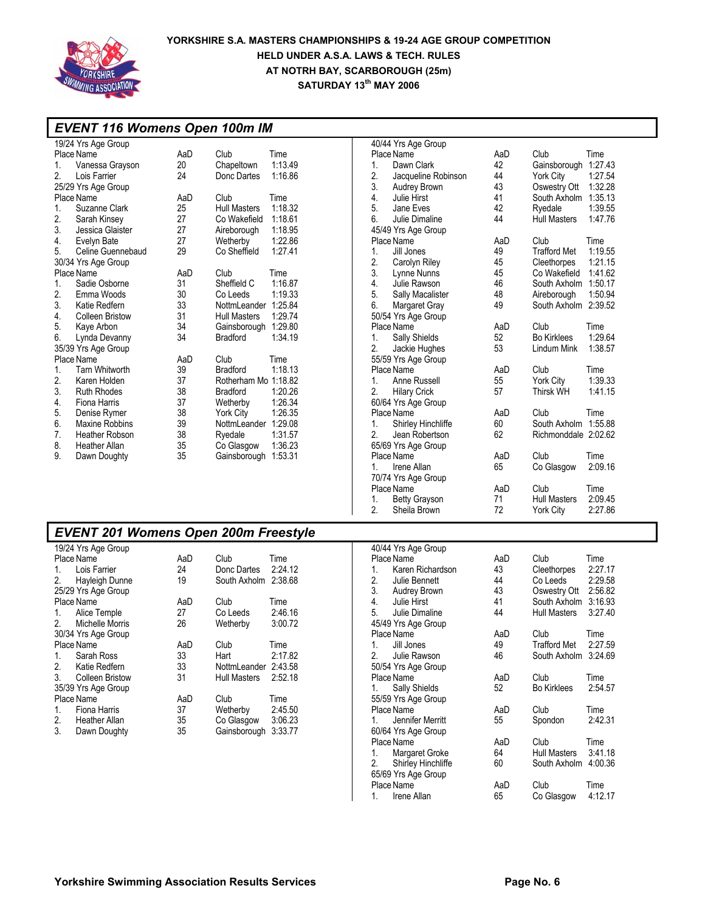YORKSHIRE S.A. MASTERS CHAMPIONSHIPS & 19-24 AGE GROUP COMPETITION
HELD UNDER A.S.A. LAWS & TECH. RULES
AT NOTRH BAY, SCARBOROUGH (25m)
SATURDAY 13th MAY 2006

## EVENT 116 Womens Open 100m IM

**19/24 Yrs Age Group**

| Place | Name | AaD | Club | Time |
|---|---|---|---|---|
| 1. | Vanessa Grayson | 20 | Chapeltown | 1:13.49 |
| 2. | Lois Farrier | 24 | Donc Dartes | 1:16.86 |

**25/29 Yrs Age Group**

| Place | Name | AaD | Club | Time |
|---|---|---|---|---|
| 1. | Suzanne Clark | 25 | Hull Masters | 1:18.32 |
| 2. | Sarah Kinsey | 27 | Co Wakefield | 1:18.61 |
| 3. | Jessica Glaister | 27 | Aireborough | 1:18.95 |
| 4. | Evelyn Bate | 27 | Wetherby | 1:22.86 |
| 5. | Celine Guennebaud | 29 | Co Sheffield | 1:27.41 |

**30/34 Yrs Age Group**

| Place | Name | AaD | Club | Time |
|---|---|---|---|---|
| 1. | Sadie Osborne | 31 | Sheffield C | 1:16.87 |
| 2. | Emma Woods | 30 | Co Leeds | 1:19.33 |
| 3. | Katie Redfern | 33 | NottmLeander | 1:25.84 |
| 4. | Colleen Bristow | 31 | Hull Masters | 1:29.74 |
| 5. | Kaye Arbon | 34 | Gainsborough | 1:29.80 |
| 6. | Lynda Devanny | 34 | Bradford | 1:34.19 |

**35/39 Yrs Age Group**

| Place | Name | AaD | Club | Time |
|---|---|---|---|---|
| 1. | Tarn Whitworth | 39 | Bradford | 1:18.13 |
| 2. | Karen Holden | 37 | Rotherham Mo | 1:18.82 |
| 3. | Ruth Rhodes | 38 | Bradford | 1:20.26 |
| 4. | Fiona Harris | 37 | Wetherby | 1:26.34 |
| 5. | Denise Rymer | 38 | York City | 1:26.35 |
| 6. | Maxine Robbins | 39 | NottmLeander | 1:29.08 |
| 7. | Heather Robson | 38 | Ryedale | 1:31.57 |
| 8. | Heather Allan | 35 | Co Glasgow | 1:36.23 |
| 9. | Dawn Doughty | 35 | Gainsborough | 1:53.31 |

**40/44 Yrs Age Group**

| Place | Name | AaD | Club | Time |
|---|---|---|---|---|
| 1. | Dawn Clark | 42 | Gainsborough | 1:27.43 |
| 2. | Jacqueline Robinson | 44 | York City | 1:27.54 |
| 3. | Audrey Brown | 43 | Oswestry Ott | 1:32.28 |
| 4. | Julie Hirst | 41 | South Axholm | 1:35.13 |
| 5. | Jane Eves | 42 | Ryedale | 1:39.55 |
| 6. | Julie Dimaline | 44 | Hull Masters | 1:47.76 |

**45/49 Yrs Age Group**

| Place | Name | AaD | Club | Time |
|---|---|---|---|---|
| 1. | Jill Jones | 49 | Trafford Met | 1:19.55 |
| 2. | Carolyn Riley | 45 | Cleethorpes | 1:21.15 |
| 3. | Lynne Nunns | 45 | Co Wakefield | 1:41.62 |
| 4. | Julie Rawson | 46 | South Axholm | 1:50.17 |
| 5. | Sally Macalister | 48 | Aireborough | 1:50.94 |
| 6. | Margaret Gray | 49 | South Axholm | 2:39.52 |

**50/54 Yrs Age Group**

| Place | Name | AaD | Club | Time |
|---|---|---|---|---|
| 1. | Sally Shields | 52 | Bo Kirklees | 1:29.64 |
| 2. | Jackie Hughes | 53 | Lindum Mink | 1:38.57 |

**55/59 Yrs Age Group**

| Place | Name | AaD | Club | Time |
|---|---|---|---|---|
| 1. | Anne Russell | 55 | York City | 1:39.33 |
| 2. | Hilary Crick | 57 | Thirsk WH | 1:41.15 |

**60/64 Yrs Age Group**

| Place | Name | AaD | Club | Time |
|---|---|---|---|---|
| 1. | Shirley Hinchliffe | 60 | South Axholm | 1:55.88 |
| 2. | Jean Robertson | 62 | Richmonddale | 2:02.62 |

**65/69 Yrs Age Group**

| Place | Name | AaD | Club | Time |
|---|---|---|---|---|
| 1. | Irene Allan | 65 | Co Glasgow | 2:09.16 |

**70/74 Yrs Age Group**

| Place | Name | AaD | Club | Time |
|---|---|---|---|---|
| 1. | Betty Grayson | 71 | Hull Masters | 2:09.45 |
| 2. | Sheila Brown | 72 | York City | 2:27.86 |

## EVENT 201 Womens Open 200m Freestyle

**19/24 Yrs Age Group**

| Place | Name | AaD | Club | Time |
|---|---|---|---|---|
| 1. | Lois Farrier | 24 | Donc Dartes | 2:24.12 |
| 2. | Hayleigh Dunne | 19 | South Axholm | 2:38.68 |

**25/29 Yrs Age Group**

| Place | Name | AaD | Club | Time |
|---|---|---|---|---|
| 1. | Alice Temple | 27 | Co Leeds | 2:46.16 |
| 2. | Michelle Morris | 26 | Wetherby | 3:00.72 |

**30/34 Yrs Age Group**

| Place | Name | AaD | Club | Time |
|---|---|---|---|---|
| 1. | Sarah Ross | 33 | Hart | 2:17.82 |
| 2. | Katie Redfern | 33 | NottmLeander | 2:43.58 |
| 3. | Colleen Bristow | 31 | Hull Masters | 2:52.18 |

**35/39 Yrs Age Group**

| Place | Name | AaD | Club | Time |
|---|---|---|---|---|
| 1. | Fiona Harris | 37 | Wetherby | 2:45.50 |
| 2. | Heather Allan | 35 | Co Glasgow | 3:06.23 |
| 3. | Dawn Doughty | 35 | Gainsborough | 3:33.77 |

**40/44 Yrs Age Group**

| Place | Name | AaD | Club | Time |
|---|---|---|---|---|
| 1. | Karen Richardson | 43 | Cleethorpes | 2:27.17 |
| 2. | Julie Bennett | 44 | Co Leeds | 2:29.58 |
| 3. | Audrey Brown | 43 | Oswestry Ott | 2:56.82 |
| 4. | Julie Hirst | 41 | South Axholm | 3:16.93 |
| 5. | Julie Dimaline | 44 | Hull Masters | 3:27.40 |

**45/49 Yrs Age Group**

| Place | Name | AaD | Club | Time |
|---|---|---|---|---|
| 1. | Jill Jones | 49 | Trafford Met | 2:27.59 |
| 2. | Julie Rawson | 46 | South Axholm | 3:24.69 |

**50/54 Yrs Age Group**

| Place | Name | AaD | Club | Time |
|---|---|---|---|---|
| 1. | Sally Shields | 52 | Bo Kirklees | 2:54.57 |

**55/59 Yrs Age Group**

| Place | Name | AaD | Club | Time |
|---|---|---|---|---|
| 1. | Jennifer Merritt | 55 | Spondon | 2:42.31 |

**60/64 Yrs Age Group**

| Place | Name | AaD | Club | Time |
|---|---|---|---|---|
| 1. | Margaret Groke | 64 | Hull Masters | 3:41.18 |
| 2. | Shirley Hinchliffe | 60 | South Axholm | 4:00.36 |

**65/69 Yrs Age Group**

| Place | Name | AaD | Club | Time |
|---|---|---|---|---|
| 1. | Irene Allan | 65 | Co Glasgow | 4:12.17 |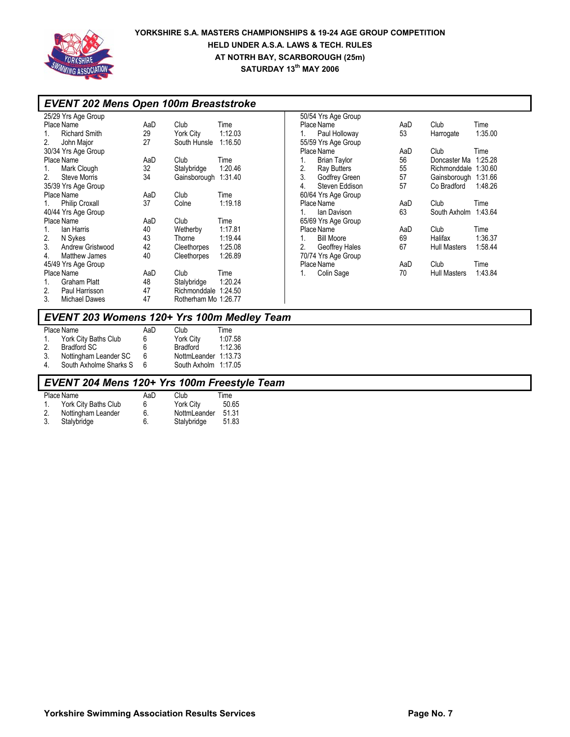# YORKSHIRE S.A. MASTERS CHAMPIONSHIPS & 19-24 AGE GROUP COMPETITION
## HELD UNDER A.S.A. LAWS & TECH. RULES
## AT NOTRH BAY, SCARBOROUGH (25m)
## SATURDAY 13th MAY 2006

## *EVENT 202 Mens Open 100m Breaststroke*

25/29 Yrs Age Group

| Place | Name | AaD | Club | Time |
|---|---|---|---|---|
| 1. | Richard Smith | 29 | York City | 1:12.03 |
| 2. | John Major | 27 | South Hunsle | 1:16.50 |

30/34 Yrs Age Group

| Place | Name | AaD | Club | Time |
|---|---|---|---|---|
| 1. | Mark Clough | 32 | Stalybridge | 1:20.46 |
| 2. | Steve Morris | 34 | Gainsborough | 1:31.40 |

35/39 Yrs Age Group

| Place | Name | AaD | Club | Time |
|---|---|---|---|---|
| 1. | Philip Croxall | 37 | Colne | 1:19.18 |

40/44 Yrs Age Group

| Place | Name | AaD | Club | Time |
|---|---|---|---|---|
| 1. | Ian Harris | 40 | Wetherby | 1:17.81 |
| 2. | N Sykes | 43 | Thorne | 1:19.44 |
| 3. | Andrew Gristwood | 42 | Cleethorpes | 1:25.08 |
| 4. | Matthew James | 40 | Cleethorpes | 1:26.89 |

45/49 Yrs Age Group

| Place | Name | AaD | Club | Time |
|---|---|---|---|---|
| 1. | Graham Platt | 48 | Stalybridge | 1:20.24 |
| 2. | Paul Harrisson | 47 | Richmonddale | 1:24.50 |
| 3. | Michael Dawes | 47 | Rotherham Mo | 1:26.77 |

50/54 Yrs Age Group

| Place | Name | AaD | Club | Time |
|---|---|---|---|---|
| 1. | Paul Holloway | 53 | Harrogate | 1:35.00 |

55/59 Yrs Age Group

| Place | Name | AaD | Club | Time |
|---|---|---|---|---|
| 1. | Brian Taylor | 56 | Doncaster Ma | 1:25.28 |
| 2. | Ray Butters | 55 | Richmonddale | 1:30.60 |
| 3. | Godfrey Green | 57 | Gainsborough | 1:31.66 |
| 4. | Steven Eddison | 57 | Co Bradford | 1:48.26 |

60/64 Yrs Age Group

| Place | Name | AaD | Club | Time |
|---|---|---|---|---|
| 1. | Ian Davison | 63 | South Axholm | 1:43.64 |

65/69 Yrs Age Group

| Place | Name | AaD | Club | Time |
|---|---|---|---|---|
| 1. | Bill Moore | 69 | Halifax | 1:36.37 |
| 2. | Geoffrey Hales | 67 | Hull Masters | 1:58.44 |

70/74 Yrs Age Group

| Place | Name | AaD | Club | Time |
|---|---|---|---|---|
| 1. | Colin Sage | 70 | Hull Masters | 1:43.84 |

## *EVENT 203 Womens 120+ Yrs 100m Medley Team*

| Place | Name | AaD | Club | Time |
|---|---|---|---|---|
| 1. | York City Baths Club | 6 | York City | 1:07.58 |
| 2. | Bradford SC | 6 | Bradford | 1:12.36 |
| 3. | Nottingham Leander SC | 6 | NottmLeander | 1:13.73 |
| 4. | South Axholme Sharks S | 6 | South Axholm | 1:17.05 |

## *EVENT 204 Mens 120+ Yrs 100m Freestyle Team*

| Place | Name | AaD | Club | Time |
|---|---|---|---|---|
| 1. | York City Baths Club | 6 | York City | 50.65 |
| 2. | Nottingham Leander | 6. | NottmLeander | 51.31 |
| 3. | Stalybridge | 6. | Stalybridge | 51.83 |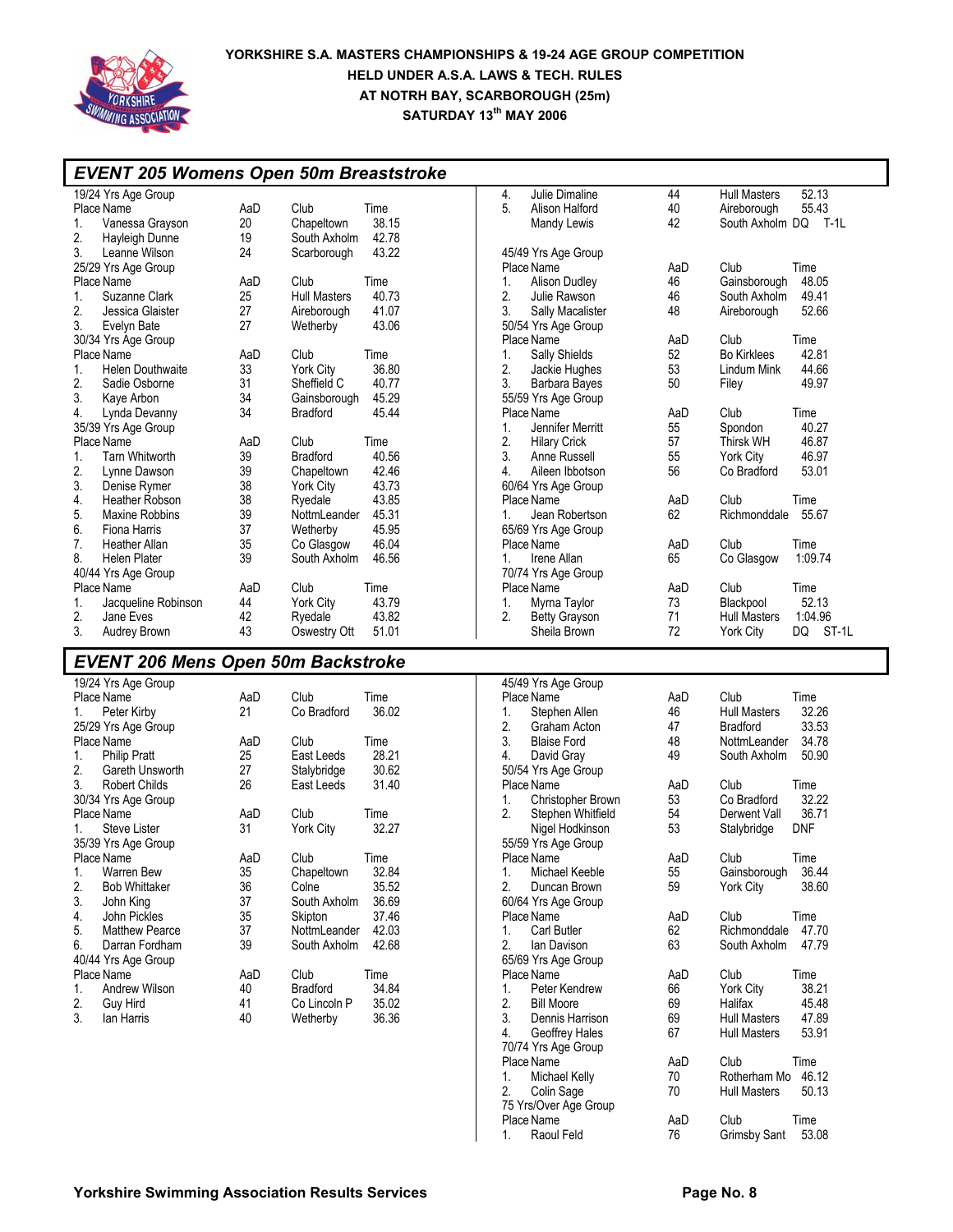# YORKSHIRE S.A. MASTERS CHAMPIONSHIPS & 19-24 AGE GROUP COMPETITION
## HELD UNDER A.S.A. LAWS & TECH. RULES
## AT NOTRH BAY, SCARBOROUGH (25m)
## SATURDAY 13th MAY 2006

## EVENT 205 Womens Open 50m Breaststroke

**19/24 Yrs Age Group**

| Place | Name | AaD | Club | Time |
|---|---|---|---|---|
| 1. | Vanessa Grayson | 20 | Chapeltown | 38.15 |
| 2. | Hayleigh Dunne | 19 | South Axholm | 42.78 |
| 3. | Leanne Wilson | 24 | Scarborough | 43.22 |

**25/29 Yrs Age Group**

| Place | Name | AaD | Club | Time |
|---|---|---|---|---|
| 1. | Suzanne Clark | 25 | Hull Masters | 40.73 |
| 2. | Jessica Glaister | 27 | Aireborough | 41.07 |
| 3. | Evelyn Bate | 27 | Wetherby | 43.06 |

**30/34 Yrs Age Group**

| Place | Name | AaD | Club | Time |
|---|---|---|---|---|
| 1. | Helen Douthwaite | 33 | York City | 36.80 |
| 2. | Sadie Osborne | 31 | Sheffield C | 40.77 |
| 3. | Kaye Arbon | 34 | Gainsborough | 45.29 |
| 4. | Lynda Devanny | 34 | Bradford | 45.44 |

**35/39 Yrs Age Group**

| Place | Name | AaD | Club | Time |
|---|---|---|---|---|
| 1. | Tarn Whitworth | 39 | Bradford | 40.56 |
| 2. | Lynne Dawson | 39 | Chapeltown | 42.46 |
| 3. | Denise Rymer | 38 | York City | 43.73 |
| 4. | Heather Robson | 38 | Ryedale | 43.85 |
| 5. | Maxine Robbins | 39 | NottmLeander | 45.31 |
| 6. | Fiona Harris | 37 | Wetherby | 45.95 |
| 7. | Heather Allan | 35 | Co Glasgow | 46.04 |
| 8. | Helen Plater | 39 | South Axholm | 46.56 |

**40/44 Yrs Age Group**

| Place | Name | AaD | Club | Time |
|---|---|---|---|---|
| 1. | Jacqueline Robinson | 44 | York City | 43.79 |
| 2. | Jane Eves | 42 | Ryedale | 43.82 |
| 3. | Audrey Brown | 43 | Oswestry Ott | 51.01 |
| 4. | Julie Dimaline | 44 | Hull Masters | 52.13 |
| 5. | Alison Halford | 40 | Aireborough | 55.43 |
| | Mandy Lewis | 42 | South Axholm | DQ T-1L |

**45/49 Yrs Age Group**

| Place | Name | AaD | Club | Time |
|---|---|---|---|---|
| 1. | Alison Dudley | 46 | Gainsborough | 48.05 |
| 2. | Julie Rawson | 46 | South Axholm | 49.41 |
| 3. | Sally Macalister | 48 | Aireborough | 52.66 |

**50/54 Yrs Age Group**

| Place | Name | AaD | Club | Time |
|---|---|---|---|---|
| 1. | Sally Shields | 52 | Bo Kirklees | 42.81 |
| 2. | Jackie Hughes | 53 | Lindum Mink | 44.66 |
| 3. | Barbara Bayes | 50 | Filey | 49.97 |

**55/59 Yrs Age Group**

| Place | Name | AaD | Club | Time |
|---|---|---|---|---|
| 1. | Jennifer Merritt | 55 | Spondon | 40.27 |
| 2. | Hilary Crick | 57 | Thirsk WH | 46.87 |
| 3. | Anne Russell | 55 | York City | 46.97 |
| 4. | Aileen Ibbotson | 56 | Co Bradford | 53.01 |

**60/64 Yrs Age Group**

| Place | Name | AaD | Club | Time |
|---|---|---|---|---|
| 1. | Jean Robertson | 62 | Richmonddale | 55.67 |

**65/69 Yrs Age Group**

| Place | Name | AaD | Club | Time |
|---|---|---|---|---|
| 1. | Irene Allan | 65 | Co Glasgow | 1:09.74 |

**70/74 Yrs Age Group**

| Place | Name | AaD | Club | Time |
|---|---|---|---|---|
| 1. | Myrna Taylor | 73 | Blackpool | 52.13 |
| 2. | Betty Grayson | 71 | Hull Masters | 1:04.96 |
| | Sheila Brown | 72 | York City | DQ ST-1L |

## EVENT 206 Mens Open 50m Backstroke

**19/24 Yrs Age Group**

| Place | Name | AaD | Club | Time |
|---|---|---|---|---|
| 1. | Peter Kirby | 21 | Co Bradford | 36.02 |

**25/29 Yrs Age Group**

| Place | Name | AaD | Club | Time |
|---|---|---|---|---|
| 1. | Philip Pratt | 25 | East Leeds | 28.21 |
| 2. | Gareth Unsworth | 27 | Stalybridge | 30.62 |
| 3. | Robert Childs | 26 | East Leeds | 31.40 |

**30/34 Yrs Age Group**

| Place | Name | AaD | Club | Time |
|---|---|---|---|---|
| 1. | Steve Lister | 31 | York City | 32.27 |

**35/39 Yrs Age Group**

| Place | Name | AaD | Club | Time |
|---|---|---|---|---|
| 1. | Warren Bew | 35 | Chapeltown | 32.84 |
| 2. | Bob Whittaker | 36 | Colne | 35.52 |
| 3. | John King | 37 | South Axholm | 36.69 |
| 4. | John Pickles | 35 | Skipton | 37.46 |
| 5. | Matthew Pearce | 37 | NottmLeander | 42.03 |
| 6. | Darran Fordham | 39 | South Axholm | 42.68 |

**40/44 Yrs Age Group**

| Place | Name | AaD | Club | Time |
|---|---|---|---|---|
| 1. | Andrew Wilson | 40 | Bradford | 34.84 |
| 2. | Guy Hird | 41 | Co Lincoln P | 35.02 |
| 3. | Ian Harris | 40 | Wetherby | 36.36 |

**45/49 Yrs Age Group**

| Place | Name | AaD | Club | Time |
|---|---|---|---|---|
| 1. | Stephen Allen | 46 | Hull Masters | 32.26 |
| 2. | Graham Acton | 47 | Bradford | 33.53 |
| 3. | Blaise Ford | 48 | NottmLeander | 34.78 |
| 4. | David Gray | 49 | South Axholm | 50.90 |

**50/54 Yrs Age Group**

| Place | Name | AaD | Club | Time |
|---|---|---|---|---|
| 1. | Christopher Brown | 53 | Co Bradford | 32.22 |
| 2. | Stephen Whitfield | 54 | Derwent Vall | 36.71 |
| | Nigel Hodkinson | 53 | Stalybridge | DNF |

**55/59 Yrs Age Group**

| Place | Name | AaD | Club | Time |
|---|---|---|---|---|
| 1. | Michael Keeble | 55 | Gainsborough | 36.44 |
| 2. | Duncan Brown | 59 | York City | 38.60 |

**60/64 Yrs Age Group**

| Place | Name | AaD | Club | Time |
|---|---|---|---|---|
| 1. | Carl Butler | 62 | Richmonddale | 47.70 |
| 2. | Ian Davison | 63 | South Axholm | 47.79 |

**65/69 Yrs Age Group**

| Place | Name | AaD | Club | Time |
|---|---|---|---|---|
| 1. | Peter Kendrew | 66 | York City | 38.21 |
| 2. | Bill Moore | 69 | Halifax | 45.48 |
| 3. | Dennis Harrison | 69 | Hull Masters | 47.89 |
| 4. | Geoffrey Hales | 67 | Hull Masters | 53.91 |

**70/74 Yrs Age Group**

| Place | Name | AaD | Club | Time |
|---|---|---|---|---|
| 1. | Michael Kelly | 70 | Rotherham Mo | 46.12 |
| 2. | Colin Sage | 70 | Hull Masters | 50.13 |

**75 Yrs/Over Age Group**

| Place | Name | AaD | Club | Time |
|---|---|---|---|---|
| 1. | Raoul Feld | 76 | Grimsby Sant | 53.08 |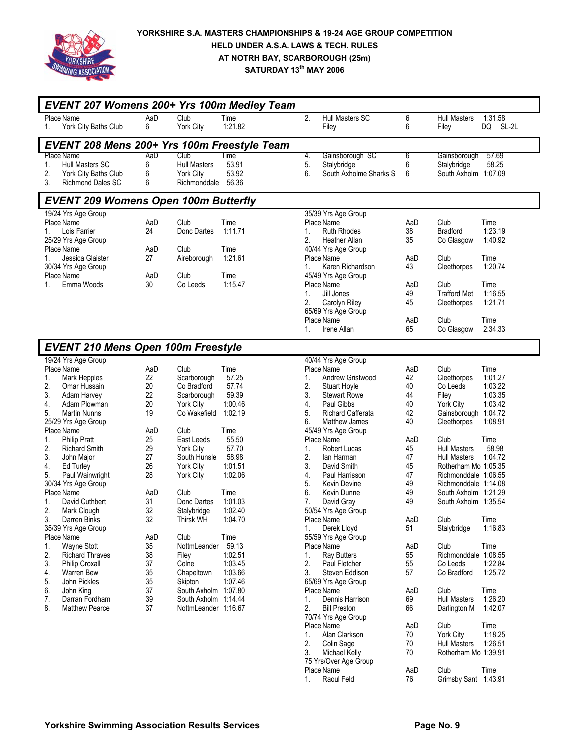**YORKSHIRE S.A. MASTERS CHAMPIONSHIPS & 19-24 AGE GROUP COMPETITION**
**HELD UNDER A.S.A. LAWS & TECH. RULES**
**AT NOTRH BAY, SCARBOROUGH (25m)**
**SATURDAY 13th MAY 2006**

## EVENT 207 Womens 200+ Yrs 100m Medley Team

| Place | Name | AaD | Club | Time |
|---|---|---|---|---|
| 1. | York City Baths Club | 6 | York City | 1:21.82 |
| 2. | Hull Masters SC | 6 | Hull Masters | 1:31.58 |
| | Filey | 6 | Filey | DQ SL-2L |

## EVENT 208 Mens 200+ Yrs 100m Freestyle Team

| Place | Name | AaD | Club | Time |
|---|---|---|---|---|
| 1. | Hull Masters SC | 6 | Hull Masters | 53.91 |
| 2. | York City Baths Club | 6 | York City | 53.92 |
| 3. | Richmond Dales SC | 6 | Richmonddale | 56.36 |
| 4. | Gainsborough SC | 6 | Gainsborough | 57.69 |
| 5. | Stalybridge | 6 | Stalybridge | 58.25 |
| 6. | South Axholme Sharks S | 6 | South Axholm | 1:07.09 |

## EVENT 209 Womens Open 100m Butterfly

**19/24 Yrs Age Group**

| Place | Name | AaD | Club | Time |
|---|---|---|---|---|
| 1. | Lois Farrier | 24 | Donc Dartes | 1:11.71 |

**25/29 Yrs Age Group**

| Place | Name | AaD | Club | Time |
|---|---|---|---|---|
| 1. | Jessica Glaister | 27 | Aireborough | 1:21.61 |

**30/34 Yrs Age Group**

| Place | Name | AaD | Club | Time |
|---|---|---|---|---|
| 1. | Emma Woods | 30 | Co Leeds | 1:15.47 |

**35/39 Yrs Age Group**

| Place | Name | AaD | Club | Time |
|---|---|---|---|---|
| 1. | Ruth Rhodes | 38 | Bradford | 1:23.19 |
| 2. | Heather Allan | 35 | Co Glasgow | 1:40.92 |

**40/44 Yrs Age Group**

| Place | Name | AaD | Club | Time |
|---|---|---|---|---|
| 1. | Karen Richardson | 43 | Cleethorpes | 1:20.74 |

**45/49 Yrs Age Group**

| Place | Name | AaD | Club | Time |
|---|---|---|---|---|
| 1. | Jill Jones | 49 | Trafford Met | 1:16.55 |
| 2. | Carolyn Riley | 45 | Cleethorpes | 1:21.71 |

**65/69 Yrs Age Group**

| Place | Name | AaD | Club | Time |
|---|---|---|---|---|
| 1. | Irene Allan | 65 | Co Glasgow | 2:34.33 |

## EVENT 210 Mens Open 100m Freestyle

**19/24 Yrs Age Group**

| Place | Name | AaD | Club | Time |
|---|---|---|---|---|
| 1. | Mark Hepples | 22 | Scarborough | 57.25 |
| 2. | Omar Hussain | 20 | Co Bradford | 57.74 |
| 3. | Adam Harvey | 22 | Scarborough | 59.39 |
| 4. | Adam Plowman | 20 | York City | 1:00.46 |
| 5. | Martin Nunns | 19 | Co Wakefield | 1:02.19 |

**25/29 Yrs Age Group**

| Place | Name | AaD | Club | Time |
|---|---|---|---|---|
| 1. | Philip Pratt | 25 | East Leeds | 55.50 |
| 2. | Richard Smith | 29 | York City | 57.70 |
| 3. | John Major | 27 | South Hunsle | 58.98 |
| 4. | Ed Turley | 26 | York City | 1:01.51 |
| 5. | Paul Wainwright | 28 | York City | 1:02.06 |

**30/34 Yrs Age Group**

| Place | Name | AaD | Club | Time |
|---|---|---|---|---|
| 1. | David Cuthbert | 31 | Donc Dartes | 1:01.03 |
| 2. | Mark Clough | 32 | Stalybridge | 1:02.40 |
| 3. | Darren Binks | 32 | Thirsk WH | 1:04.70 |

**35/39 Yrs Age Group**

| Place | Name | AaD | Club | Time |
|---|---|---|---|---|
| 1. | Wayne Stott | 35 | NottmLeander | 59.13 |
| 2. | Richard Thraves | 38 | Filey | 1:02.51 |
| 3. | Philip Croxall | 37 | Colne | 1:03.45 |
| 4. | Warren Bew | 35 | Chapeltown | 1:03.66 |
| 5. | John Pickles | 35 | Skipton | 1:07.46 |
| 6. | John King | 37 | South Axholm | 1:07.80 |
| 7. | Darran Fordham | 39 | South Axholm | 1:14.44 |
| 8. | Matthew Pearce | 37 | NottmLeander | 1:16.67 |

**40/44 Yrs Age Group**

| Place | Name | AaD | Club | Time |
|---|---|---|---|---|
| 1. | Andrew Gristwood | 42 | Cleethorpes | 1:01.27 |
| 2. | Stuart Hoyle | 40 | Co Leeds | 1:03.22 |
| 3. | Stewart Rowe | 44 | Filey | 1:03.35 |
| 4. | Paul Gibbs | 40 | York City | 1:03.42 |
| 5. | Richard Cafferata | 42 | Gainsborough | 1:04.72 |
| 6. | Matthew James | 40 | Cleethorpes | 1:08.91 |

**45/49 Yrs Age Group**

| Place | Name | AaD | Club | Time |
|---|---|---|---|---|
| 1. | Robert Lucas | 45 | Hull Masters | 58.98 |
| 2. | Ian Harman | 47 | Hull Masters | 1:04.72 |
| 3. | David Smith | 45 | Rotherham Mo | 1:05.35 |
| 4. | Paul Harrisson | 47 | Richmonddale | 1:06.55 |
| 5. | Kevin Devine | 49 | Richmonddale | 1:14.08 |
| 6. | Kevin Dunne | 49 | South Axholm | 1:21.29 |
| 7. | David Gray | 49 | South Axholm | 1:35.54 |

**50/54 Yrs Age Group**

| Place | Name | AaD | Club | Time |
|---|---|---|---|---|
| 1. | Derek Lloyd | 51 | Stalybridge | 1:16.83 |

**55/59 Yrs Age Group**

| Place | Name | AaD | Club | Time |
|---|---|---|---|---|
| 1. | Ray Butters | 55 | Richmonddale | 1:08.55 |
| 2. | Paul Fletcher | 55 | Co Leeds | 1:22.84 |
| 3. | Steven Eddison | 57 | Co Bradford | 1:25.72 |

**65/69 Yrs Age Group**

| Place | Name | AaD | Club | Time |
|---|---|---|---|---|
| 1. | Dennis Harrison | 69 | Hull Masters | 1:26.20 |
| 2. | Bill Preston | 66 | Darlington M | 1:42.07 |

**70/74 Yrs Age Group**

| Place | Name | AaD | Club | Time |
|---|---|---|---|---|
| 1. | Alan Clarkson | 70 | York City | 1:18.25 |
| 2. | Colin Sage | 70 | Hull Masters | 1:26.51 |
| 3. | Michael Kelly | 70 | Rotherham Mo | 1:39.91 |

**75 Yrs/Over Age Group**

| Place | Name | AaD | Club | Time |
|---|---|---|---|---|
| 1. | Raoul Feld | 76 | Grimsby Sant | 1:43.91 |

**Yorkshire Swimming Association Results Services**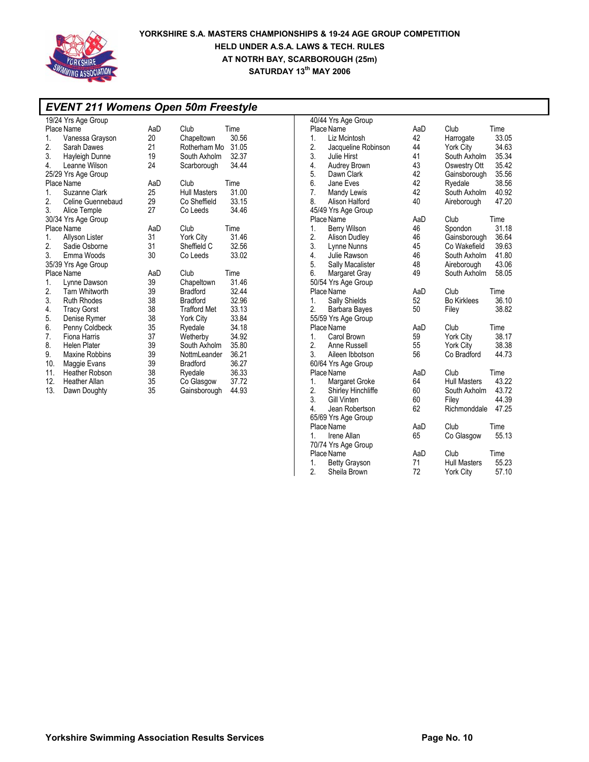**YORKSHIRE S.A. MASTERS CHAMPIONSHIPS & 19-24 AGE GROUP COMPETITION**
**HELD UNDER A.S.A. LAWS & TECH. RULES**
**AT NOTRH BAY, SCARBOROUGH (25m)**
**SATURDAY 13th MAY 2006**

## EVENT 211 Womens Open 50m Freestyle

19/24 Yrs Age Group

| Place | Name | AaD | Club | Time |
|---|---|---|---|---|
| 1. | Vanessa Grayson | 20 | Chapeltown | 30.56 |
| 2. | Sarah Dawes | 21 | Rotherham Mo | 31.05 |
| 3. | Hayleigh Dunne | 19 | South Axholm | 32.37 |
| 4. | Leanne Wilson | 24 | Scarborough | 34.44 |

25/29 Yrs Age Group

| Place | Name | AaD | Club | Time |
|---|---|---|---|---|
| 1. | Suzanne Clark | 25 | Hull Masters | 31.00 |
| 2. | Celine Guennebaud | 29 | Co Sheffield | 33.15 |
| 3. | Alice Temple | 27 | Co Leeds | 34.46 |

30/34 Yrs Age Group

| Place | Name | AaD | Club | Time |
|---|---|---|---|---|
| 1. | Allyson Lister | 31 | York City | 31.46 |
| 2. | Sadie Osborne | 31 | Sheffield C | 32.56 |
| 3. | Emma Woods | 30 | Co Leeds | 33.02 |

35/39 Yrs Age Group

| Place | Name | AaD | Club | Time |
|---|---|---|---|---|
| 1. | Lynne Dawson | 39 | Chapeltown | 31.46 |
| 2. | Tarn Whitworth | 39 | Bradford | 32.44 |
| 3. | Ruth Rhodes | 38 | Bradford | 32.96 |
| 4. | Tracy Gorst | 38 | Trafford Met | 33.13 |
| 5. | Denise Rymer | 38 | York City | 33.84 |
| 6. | Penny Coldbeck | 35 | Ryedale | 34.18 |
| 7. | Fiona Harris | 37 | Wetherby | 34.92 |
| 8. | Helen Plater | 39 | South Axholm | 35.80 |
| 9. | Maxine Robbins | 39 | NottmLeander | 36.21 |
| 10. | Maggie Evans | 39 | Bradford | 36.27 |
| 11. | Heather Robson | 38 | Ryedale | 36.33 |
| 12. | Heather Allan | 35 | Co Glasgow | 37.72 |
| 13. | Dawn Doughty | 35 | Gainsborough | 44.93 |

40/44 Yrs Age Group

| Place | Name | AaD | Club | Time |
|---|---|---|---|---|
| 1. | Liz Mcintosh | 42 | Harrogate | 33.05 |
| 2. | Jacqueline Robinson | 44 | York City | 34.63 |
| 3. | Julie Hirst | 41 | South Axholm | 35.34 |
| 4. | Audrey Brown | 43 | Oswestry Ott | 35.42 |
| 5. | Dawn Clark | 42 | Gainsborough | 35.56 |
| 6. | Jane Eves | 42 | Ryedale | 38.56 |
| 7. | Mandy Lewis | 42 | South Axholm | 40.92 |
| 8. | Alison Halford | 40 | Aireborough | 47.20 |

45/49 Yrs Age Group

| Place | Name | AaD | Club | Time |
|---|---|---|---|---|
| 1. | Berry Wilson | 46 | Spondon | 31.18 |
| 2. | Alison Dudley | 46 | Gainsborough | 36.64 |
| 3. | Lynne Nunns | 45 | Co Wakefield | 39.63 |
| 4. | Julie Rawson | 46 | South Axholm | 41.80 |
| 5. | Sally Macalister | 48 | Aireborough | 43.06 |
| 6. | Margaret Gray | 49 | South Axholm | 58.05 |

50/54 Yrs Age Group

| Place | Name | AaD | Club | Time |
|---|---|---|---|---|
| 1. | Sally Shields | 52 | Bo Kirklees | 36.10 |
| 2. | Barbara Bayes | 50 | Filey | 38.82 |

55/59 Yrs Age Group

| Place | Name | AaD | Club | Time |
|---|---|---|---|---|
| 1. | Carol Brown | 59 | York City | 38.17 |
| 2. | Anne Russell | 55 | York City | 38.38 |
| 3. | Aileen Ibbotson | 56 | Co Bradford | 44.73 |

60/64 Yrs Age Group

| Place | Name | AaD | Club | Time |
|---|---|---|---|---|
| 1. | Margaret Groke | 64 | Hull Masters | 43.22 |
| 2. | Shirley Hinchliffe | 60 | South Axholm | 43.72 |
| 3. | Gill Vinten | 60 | Filey | 44.39 |
| 4. | Jean Robertson | 62 | Richmonddale | 47.25 |

65/69 Yrs Age Group

| Place | Name | AaD | Club | Time |
|---|---|---|---|---|
| 1. | Irene Allan | 65 | Co Glasgow | 55.13 |

70/74 Yrs Age Group

| Place | Name | AaD | Club | Time |
|---|---|---|---|---|
| 1. | Betty Grayson | 71 | Hull Masters | 55.23 |
| 2. | Sheila Brown | 72 | York City | 57.10 |

Yorkshire Swimming Association Results Services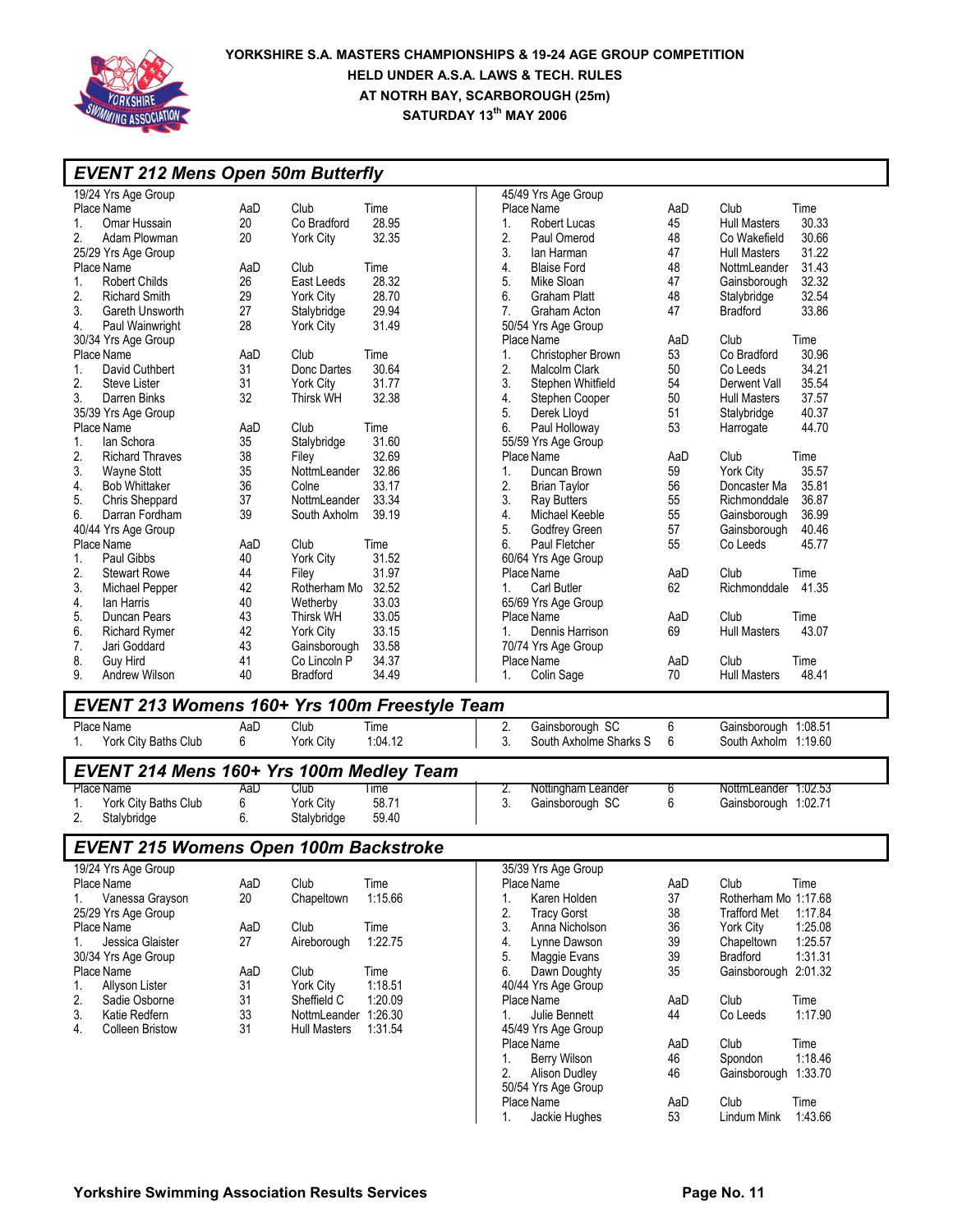YORKSHIRE S.A. MASTERS CHAMPIONSHIPS & 19-24 AGE GROUP COMPETITION
HELD UNDER A.S.A. LAWS & TECH. RULES
AT NOTRH BAY, SCARBOROUGH (25m)
SATURDAY 13th MAY 2006

## EVENT 212 Mens Open 50m Butterfly

**19/24 Yrs Age Group**

| Place | Name | AaD | Club | Time |
|---|---|---|---|---|
| 1. | Omar Hussain | 20 | Co Bradford | 28.95 |
| 2. | Adam Plowman | 20 | York City | 32.35 |

**25/29 Yrs Age Group**

| Place | Name | AaD | Club | Time |
|---|---|---|---|---|
| 1. | Robert Childs | 26 | East Leeds | 28.32 |
| 2. | Richard Smith | 29 | York City | 28.70 |
| 3. | Gareth Unsworth | 27 | Stalybridge | 29.94 |
| 4. | Paul Wainwright | 28 | York City | 31.49 |

**30/34 Yrs Age Group**

| Place | Name | AaD | Club | Time |
|---|---|---|---|---|
| 1. | David Cuthbert | 31 | Donc Dartes | 30.64 |
| 2. | Steve Lister | 31 | York City | 31.77 |
| 3. | Darren Binks | 32 | Thirsk WH | 32.38 |

**35/39 Yrs Age Group**

| Place | Name | AaD | Club | Time |
|---|---|---|---|---|
| 1. | Ian Schora | 35 | Stalybridge | 31.60 |
| 2. | Richard Thraves | 38 | Filey | 32.69 |
| 3. | Wayne Stott | 35 | NottmLeander | 32.86 |
| 4. | Bob Whittaker | 36 | Colne | 33.17 |
| 5. | Chris Sheppard | 37 | NottmLeander | 33.34 |
| 6. | Darran Fordham | 39 | South Axholm | 39.19 |

**40/44 Yrs Age Group**

| Place | Name | AaD | Club | Time |
|---|---|---|---|---|
| 1. | Paul Gibbs | 40 | York City | 31.52 |
| 2. | Stewart Rowe | 44 | Filey | 31.97 |
| 3. | Michael Pepper | 42 | Rotherham Mo | 32.52 |
| 4. | Ian Harris | 40 | Wetherby | 33.03 |
| 5. | Duncan Pears | 43 | Thirsk WH | 33.05 |
| 6. | Richard Rymer | 42 | York City | 33.15 |
| 7. | Jari Goddard | 43 | Gainsborough | 33.58 |
| 8. | Guy Hird | 41 | Co Lincoln P | 34.37 |
| 9. | Andrew Wilson | 40 | Bradford | 34.49 |

**45/49 Yrs Age Group**

| Place | Name | AaD | Club | Time |
|---|---|---|---|---|
| 1. | Robert Lucas | 45 | Hull Masters | 30.33 |
| 2. | Paul Omerod | 48 | Co Wakefield | 30.66 |
| 3. | Ian Harman | 47 | Hull Masters | 31.22 |
| 4. | Blaise Ford | 48 | NottmLeander | 31.43 |
| 5. | Mike Sloan | 47 | Gainsborough | 32.32 |
| 6. | Graham Platt | 48 | Stalybridge | 32.54 |
| 7. | Graham Acton | 47 | Bradford | 33.86 |

**50/54 Yrs Age Group**

| Place | Name | AaD | Club | Time |
|---|---|---|---|---|
| 1. | Christopher Brown | 53 | Co Bradford | 30.96 |
| 2. | Malcolm Clark | 50 | Co Leeds | 34.21 |
| 3. | Stephen Whitfield | 54 | Derwent Vall | 35.54 |
| 4. | Stephen Cooper | 50 | Hull Masters | 37.57 |
| 5. | Derek Lloyd | 51 | Stalybridge | 40.37 |
| 6. | Paul Holloway | 53 | Harrogate | 44.70 |

**55/59 Yrs Age Group**

| Place | Name | AaD | Club | Time |
|---|---|---|---|---|
| 1. | Duncan Brown | 59 | York City | 35.57 |
| 2. | Brian Taylor | 56 | Doncaster Ma | 35.81 |
| 3. | Ray Butters | 55 | Richmonddale | 36.87 |
| 4. | Michael Keeble | 55 | Gainsborough | 36.99 |
| 5. | Godfrey Green | 57 | Gainsborough | 40.46 |
| 6. | Paul Fletcher | 55 | Co Leeds | 45.77 |

**60/64 Yrs Age Group**

| Place | Name | AaD | Club | Time |
|---|---|---|---|---|
| 1. | Carl Butler | 62 | Richmonddale | 41.35 |

**65/69 Yrs Age Group**

| Place | Name | AaD | Club | Time |
|---|---|---|---|---|
| 1. | Dennis Harrison | 69 | Hull Masters | 43.07 |

**70/74 Yrs Age Group**

| Place | Name | AaD | Club | Time |
|---|---|---|---|---|
| 1. | Colin Sage | 70 | Hull Masters | 48.41 |

## EVENT 213 Womens 160+ Yrs 100m Freestyle Team

| Place | Name | AaD | Club | Time |
|---|---|---|---|---|
| 1. | York City Baths Club | 6 | York City | 1:04.12 |
| 2. | Gainsborough SC | 6 | Gainsborough | 1:08.51 |
| 3. | South Axholme Sharks S | 6 | South Axholm | 1:19.60 |

## EVENT 214 Mens 160+ Yrs 100m Medley Team

| Place | Name | AaD | Club | Time |
|---|---|---|---|---|
| 1. | York City Baths Club | 6 | York City | 58.71 |
| 2. | Stalybridge | 6. | Stalybridge | 59.40 |
| 2. | Nottingham Leander | 6 | NottmLeander | 1:02.53 |
| 3. | Gainsborough SC | 6 | Gainsborough | 1:02.71 |

## EVENT 215 Womens Open 100m Backstroke

**19/24 Yrs Age Group**

| Place | Name | AaD | Club | Time |
|---|---|---|---|---|
| 1. | Vanessa Grayson | 20 | Chapeltown | 1:15.66 |

**25/29 Yrs Age Group**

| Place | Name | AaD | Club | Time |
|---|---|---|---|---|
| 1. | Jessica Glaister | 27 | Aireborough | 1:22.75 |

**30/34 Yrs Age Group**

| Place | Name | AaD | Club | Time |
|---|---|---|---|---|
| 1. | Allyson Lister | 31 | York City | 1:18.51 |
| 2. | Sadie Osborne | 31 | Sheffield C | 1:20.09 |
| 3. | Katie Redfern | 33 | NottmLeander | 1:26.30 |
| 4. | Colleen Bristow | 31 | Hull Masters | 1:31.54 |

**35/39 Yrs Age Group**

| Place | Name | AaD | Club | Time |
|---|---|---|---|---|
| 1. | Karen Holden | 37 | Rotherham Mo | 1:17.68 |
| 2. | Tracy Gorst | 38 | Trafford Met | 1:17.84 |
| 3. | Anna Nicholson | 36 | York City | 1:25.08 |
| 4. | Lynne Dawson | 39 | Chapeltown | 1:25.57 |
| 5. | Maggie Evans | 39 | Bradford | 1:31.31 |
| 6. | Dawn Doughty | 35 | Gainsborough | 2:01.32 |

**40/44 Yrs Age Group**

| Place | Name | AaD | Club | Time |
|---|---|---|---|---|
| 1. | Julie Bennett | 44 | Co Leeds | 1:17.90 |

**45/49 Yrs Age Group**

| Place | Name | AaD | Club | Time |
|---|---|---|---|---|
| 1. | Berry Wilson | 46 | Spondon | 1:18.46 |
| 2. | Alison Dudley | 46 | Gainsborough | 1:33.70 |

**50/54 Yrs Age Group**

| Place | Name | AaD | Club | Time |
|---|---|---|---|---|
| 1. | Jackie Hughes | 53 | Lindum Mink | 1:43.66 |

Yorkshire Swimming Association Results Services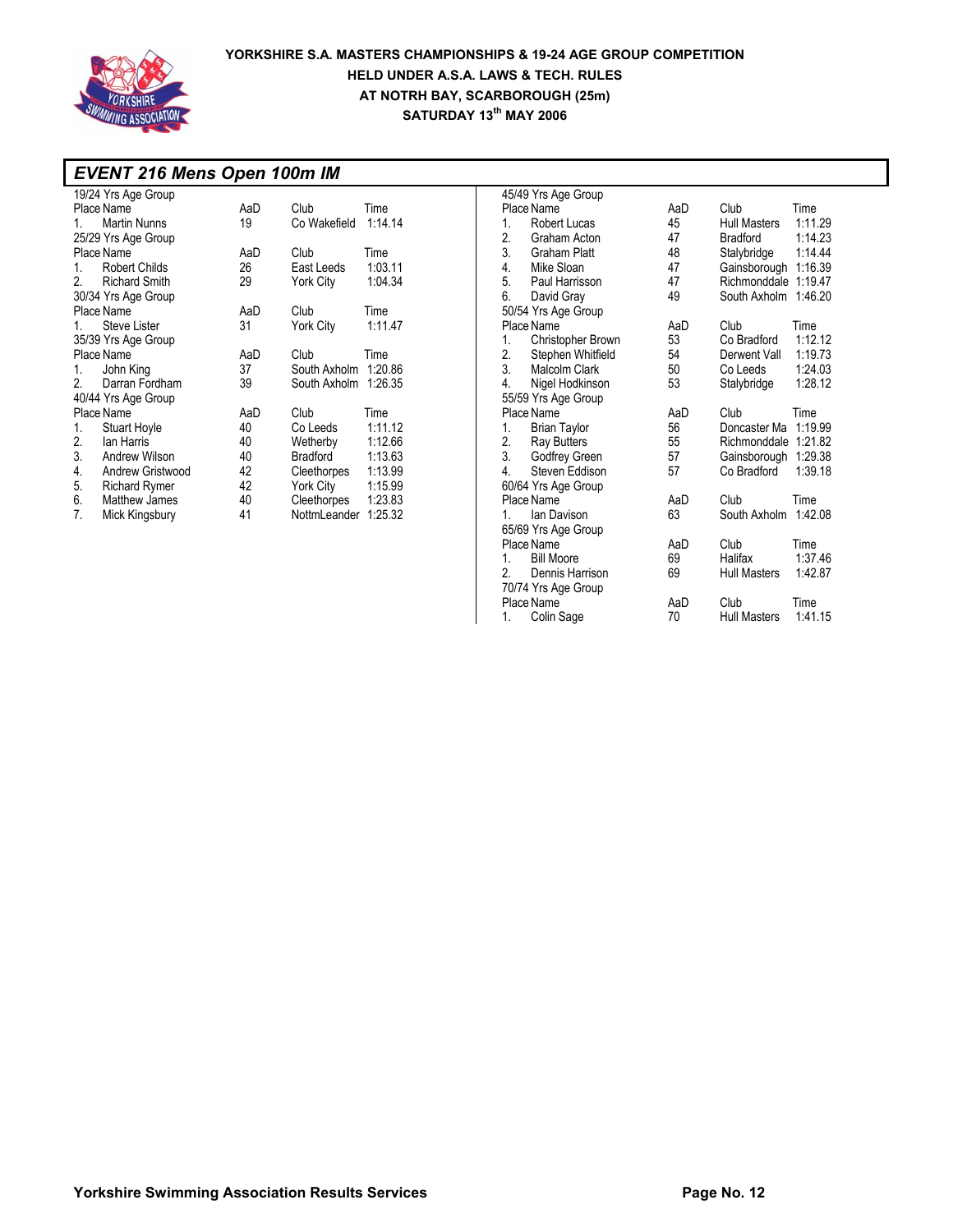**YORKSHIRE S.A. MASTERS CHAMPIONSHIPS & 19-24 AGE GROUP COMPETITION**
**HELD UNDER A.S.A. LAWS & TECH. RULES**
**AT NOTRH BAY, SCARBOROUGH (25m)**
**SATURDAY 13th MAY 2006**

## EVENT 216 Mens Open 100m IM

19/24 Yrs Age Group

| Place | Name | AaD | Club | Time |
|---|---|---|---|---|
| 1. | Martin Nunns | 19 | Co Wakefield | 1:14.14 |

25/29 Yrs Age Group

| Place | Name | AaD | Club | Time |
|---|---|---|---|---|
| 1. | Robert Childs | 26 | East Leeds | 1:03.11 |
| 2. | Richard Smith | 29 | York City | 1:04.34 |

30/34 Yrs Age Group

| Place | Name | AaD | Club | Time |
|---|---|---|---|---|
| 1. | Steve Lister | 31 | York City | 1:11.47 |

35/39 Yrs Age Group

| Place | Name | AaD | Club | Time |
|---|---|---|---|---|
| 1. | John King | 37 | South Axholm | 1:20.86 |
| 2. | Darran Fordham | 39 | South Axholm | 1:26.35 |

40/44 Yrs Age Group

| Place | Name | AaD | Club | Time |
|---|---|---|---|---|
| 1. | Stuart Hoyle | 40 | Co Leeds | 1:11.12 |
| 2. | Ian Harris | 40 | Wetherby | 1:12.66 |
| 3. | Andrew Wilson | 40 | Bradford | 1:13.63 |
| 4. | Andrew Gristwood | 42 | Cleethorpes | 1:13.99 |
| 5. | Richard Rymer | 42 | York City | 1:15.99 |
| 6. | Matthew James | 40 | Cleethorpes | 1:23.83 |
| 7. | Mick Kingsbury | 41 | NottmLeander | 1:25.32 |

45/49 Yrs Age Group

| Place | Name | AaD | Club | Time |
|---|---|---|---|---|
| 1. | Robert Lucas | 45 | Hull Masters | 1:11.29 |
| 2. | Graham Acton | 47 | Bradford | 1:14.23 |
| 3. | Graham Platt | 48 | Stalybridge | 1:14.44 |
| 4. | Mike Sloan | 47 | Gainsborough | 1:16.39 |
| 5. | Paul Harrisson | 47 | Richmonddale | 1:19.47 |
| 6. | David Gray | 49 | South Axholm | 1:46.20 |

50/54 Yrs Age Group

| Place | Name | AaD | Club | Time |
|---|---|---|---|---|
| 1. | Christopher Brown | 53 | Co Bradford | 1:12.12 |
| 2. | Stephen Whitfield | 54 | Derwent Vall | 1:19.73 |
| 3. | Malcolm Clark | 50 | Co Leeds | 1:24.03 |
| 4. | Nigel Hodkinson | 53 | Stalybridge | 1:28.12 |

55/59 Yrs Age Group

| Place | Name | AaD | Club | Time |
|---|---|---|---|---|
| 1. | Brian Taylor | 56 | Doncaster Ma | 1:19.99 |
| 2. | Ray Butters | 55 | Richmonddale | 1:21.82 |
| 3. | Godfrey Green | 57 | Gainsborough | 1:29.38 |
| 4. | Steven Eddison | 57 | Co Bradford | 1:39.18 |

60/64 Yrs Age Group

| Place | Name | AaD | Club | Time |
|---|---|---|---|---|
| 1. | Ian Davison | 63 | South Axholm | 1:42.08 |

65/69 Yrs Age Group

| Place | Name | AaD | Club | Time |
|---|---|---|---|---|
| 1. | Bill Moore | 69 | Halifax | 1:37.46 |
| 2. | Dennis Harrison | 69 | Hull Masters | 1:42.87 |

70/74 Yrs Age Group

| Place | Name | AaD | Club | Time |
|---|---|---|---|---|
| 1. | Colin Sage | 70 | Hull Masters | 1:41.15 |